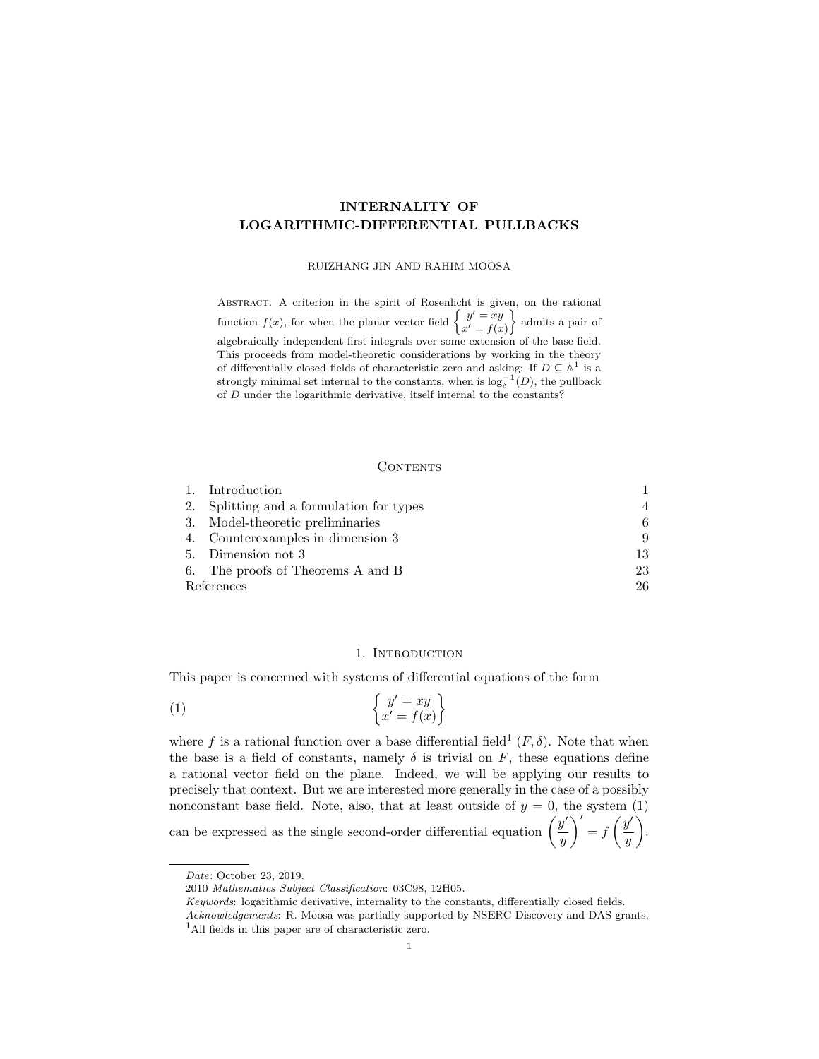# INTERNALITY OF LOGARITHMIC-DIFFERENTIAL PULLBACKS

RUIZHANG JIN AND RAHIM MOOSA

Abstract. A criterion in the spirit of Rosenlicht is given, on the rational function $f(x)$, for when the planar vector field $\left\{ \begin{array}{c} y' = xy \\ x' = f(x) \end{array} \right\}$ admits a pair of algebraically independent first integrals over some extension of the base field. This proceeds from model-theoretic considerations by working in the theory of differentially closed fields of characteristic zero and asking: If $D \subseteq \mathbb{A}^1$ is a strongly minimal set internal to the constants, when is $\log_\delta^{-1}(D)$, the pullback of $D$ under the logarithmic derivative, itself internal to the constants?

## Contents

| | | |
|---|---|---|
| 1. | Introduction | 1 |
| 2. | Splitting and a formulation for types | 4 |
| 3. | Model-theoretic preliminaries | 6 |
| 4. | Counterexamples in dimension 3 | 9 |
| 5. | Dimension not 3 | 13 |
| 6. | The proofs of Theorems A and B | 23 |
| | References | 26 |

## 1. Introduction

This paper is concerned with systems of differential equations of the form

$$\left\{ \begin{array}{c} y' = xy \\ x' = f(x) \end{array} \right\} \tag{1}$$

where $f$ is a rational function over a base differential field[1] $(F, \delta)$. Note that when the base is a field of constants, namely $\delta$ is trivial on $F$, these equations define a rational vector field on the plane. Indeed, we will be applying our results to precisely that context. But we are interested more generally in the case of a possibly nonconstant base field. Note, also, that at least outside of $y = 0$, the system (1) can be expressed as the single second-order differential equation $\left(\dfrac{y'}{y}\right)' = f\left(\dfrac{y'}{y}\right)$.

*Date*: October 23, 2019.

2010 *Mathematics Subject Classification*: 03C98, 12H05.

*Keywords*: logarithmic derivative, internality to the constants, differentially closed fields.

*Acknowledgements*: R. Moosa was partially supported by NSERC Discovery and DAS grants.

[1] All fields in this paper are of characteristic zero.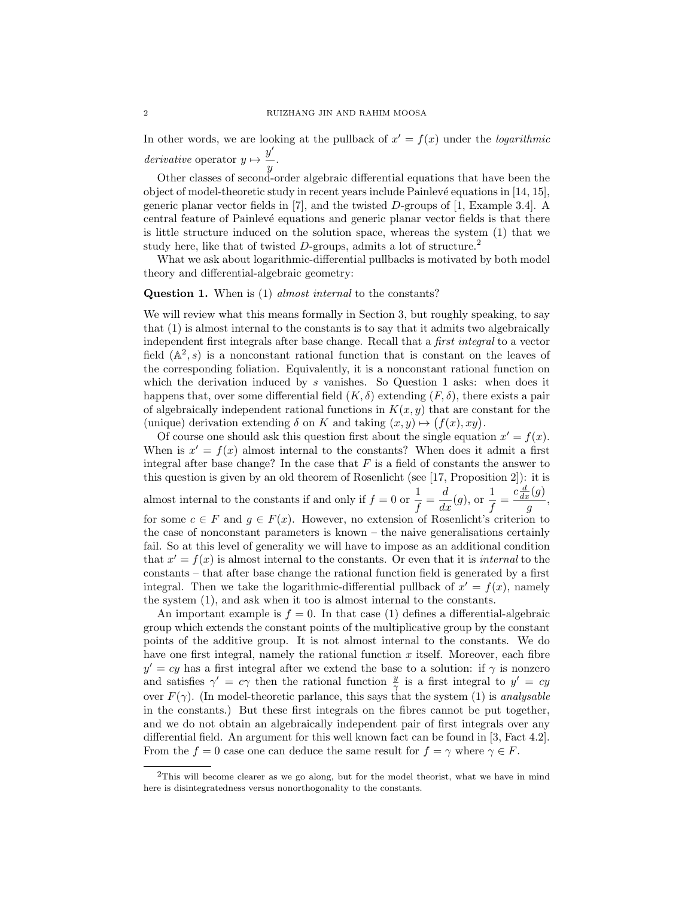In other words, we are looking at the pullback of $x' = f(x)$ under the *logarithmic derivative* operator $y \mapsto \dfrac{y'}{y}$.

Other classes of second-order algebraic differential equations that have been the object of model-theoretic study in recent years include Painlevé equations in [14, 15], generic planar vector fields in [7], and the twisted $D$-groups of [1, Example 3.4]. A central feature of Painlevé equations and generic planar vector fields is that there is little structure induced on the solution space, whereas the system (1) that we study here, like that of twisted $D$-groups, admits a lot of structure.[2]

What we ask about logarithmic-differential pullbacks is motivated by both model theory and differential-algebraic geometry:

**Question 1.** When is (1) *almost internal* to the constants?

We will review what this means formally in Section 3, but roughly speaking, to say that (1) is almost internal to the constants is to say that it admits two algebraically independent first integrals after base change. Recall that a *first integral* to a vector field $(\mathbb{A}^2, s)$ is a nonconstant rational function that is constant on the leaves of the corresponding foliation. Equivalently, it is a nonconstant rational function on which the derivation induced by $s$ vanishes. So Question 1 asks: when does it happens that, over some differential field $(K, \delta)$ extending $(F, \delta)$, there exists a pair of algebraically independent rational functions in $K(x, y)$ that are constant for the (unique) derivation extending $\delta$ on $K$ and taking $(x, y) \mapsto (f(x), xy)$.

Of course one should ask this question first about the single equation $x' = f(x)$. When is $x' = f(x)$ almost internal to the constants? When does it admit a first integral after base change? In the case that $F$ is a field of constants the answer to this question is given by an old theorem of Rosenlicht (see [17, Proposition 2]): it is almost internal to the constants if and only if $f = 0$ or $\dfrac{1}{f} = \dfrac{d}{dx}(g)$, or $\dfrac{1}{f} = \dfrac{c\frac{d}{dx}(g)}{g}$, for some $c \in F$ and $g \in F(x)$. However, no extension of Rosenlicht's criterion to the case of nonconstant parameters is known – the naive generalisations certainly fail. So at this level of generality we will have to impose as an additional condition that $x' = f(x)$ is almost internal to the constants. Or even that it is *internal* to the constants – that after base change the rational function field is generated by a first integral. Then we take the logarithmic-differential pullback of $x' = f(x)$, namely the system (1), and ask when it too is almost internal to the constants.

An important example is $f = 0$. In that case (1) defines a differential-algebraic group which extends the constant points of the multiplicative group by the constant points of the additive group. It is not almost internal to the constants. We do have one first integral, namely the rational function $x$ itself. Moreover, each fibre $y' = cy$ has a first integral after we extend the base to a solution: if $\gamma$ is nonzero and satisfies $\gamma' = c\gamma$ then the rational function $\frac{y}{\gamma}$ is a first integral to $y' = cy$ over $F(\gamma)$. (In model-theoretic parlance, this says that the system (1) is *analysable* in the constants.) But these first integrals on the fibres cannot be put together, and we do not obtain an algebraically independent pair of first integrals over any differential field. An argument for this well known fact can be found in [3, Fact 4.2]. From the $f = 0$ case one can deduce the same result for $f = \gamma$ where $\gamma \in F$.

[2] This will become clearer as we go along, but for the model theorist, what we have in mind here is disintegratedness versus nonorthogonality to the constants.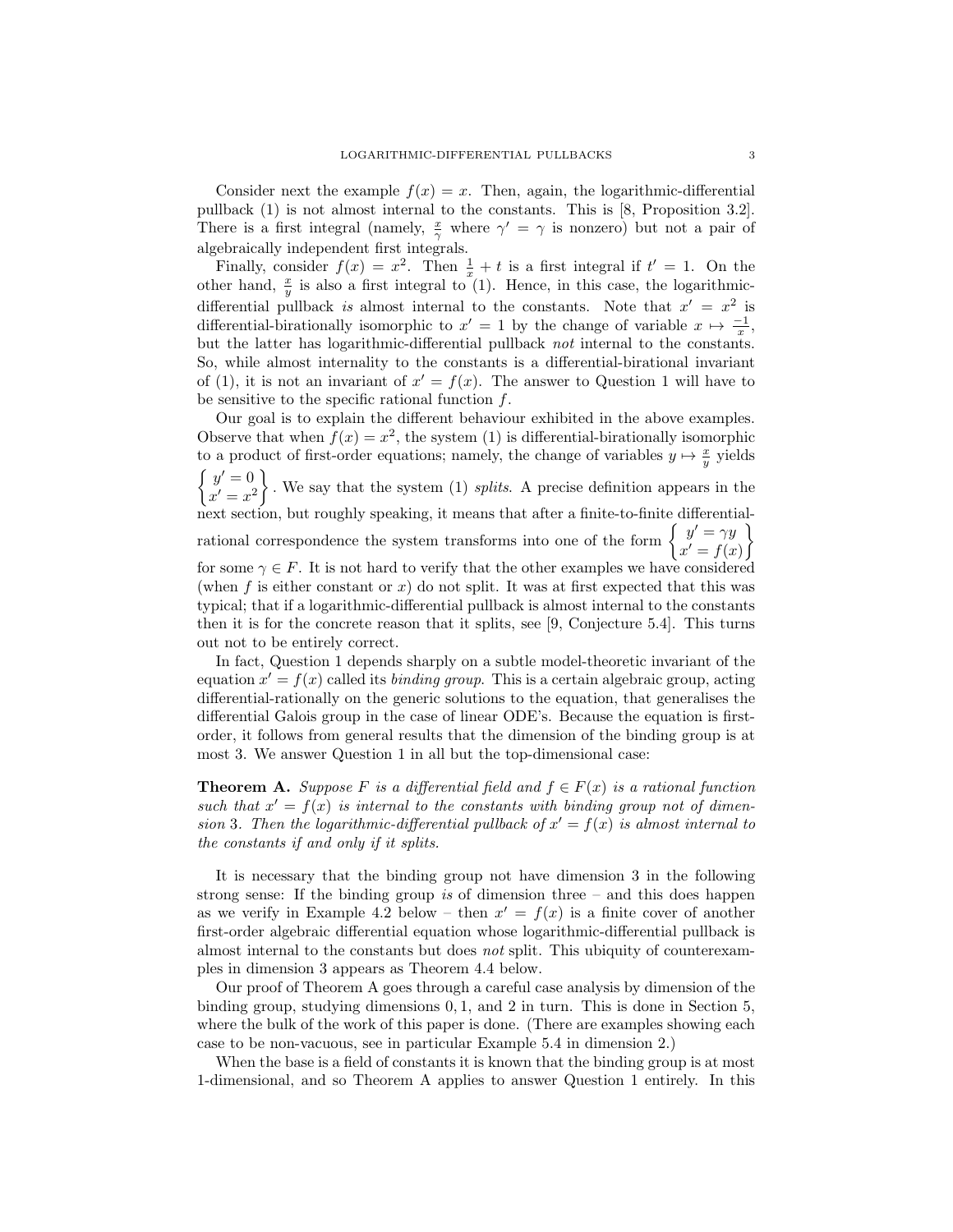Consider next the example $f(x) = x$. Then, again, the logarithmic-differential pullback (1) is not almost internal to the constants. This is [8, Proposition 3.2]. There is a first integral (namely, $\frac{x}{\gamma}$ where $\gamma' = \gamma$ is nonzero) but not a pair of algebraically independent first integrals.

Finally, consider $f(x) = x^2$. Then $\frac{1}{x} + t$ is a first integral if $t' = 1$. On the other hand, $\frac{x}{y}$ is also a first integral to (1). Hence, in this case, the logarithmic-differential pullback *is* almost internal to the constants. Note that $x' = x^2$ is differential-birationally isomorphic to $x' = 1$ by the change of variable $x \mapsto \frac{-1}{x}$, but the latter has logarithmic-differential pullback *not* internal to the constants. So, while almost internality to the constants is a differential-birational invariant of (1), it is not an invariant of $x' = f(x)$. The answer to Question 1 will have to be sensitive to the specific rational function $f$.

Our goal is to explain the different behaviour exhibited in the above examples. Observe that when $f(x) = x^2$, the system (1) is differential-birationally isomorphic to a product of first-order equations; namely, the change of variables $y \mapsto \frac{x}{y}$ yields $\left\{ \begin{array}{l} y' = 0 \\ x' = x^2 \end{array} \right\}$. We say that the system (1) *splits*. A precise definition appears in the next section, but roughly speaking, it means that after a finite-to-finite differential-rational correspondence the system transforms into one of the form $\left\{ \begin{array}{l} y' = \gamma y \\ x' = f(x) \end{array} \right\}$ for some $\gamma \in F$. It is not hard to verify that the other examples we have considered (when $f$ is either constant or $x$) do not split. It was at first expected that this was typical; that if a logarithmic-differential pullback is almost internal to the constants then it is for the concrete reason that it splits, see [9, Conjecture 5.4]. This turns out not to be entirely correct.

In fact, Question 1 depends sharply on a subtle model-theoretic invariant of the equation $x' = f(x)$ called its *binding group*. This is a certain algebraic group, acting differential-rationally on the generic solutions to the equation, that generalises the differential Galois group in the case of linear ODE's. Because the equation is first-order, it follows from general results that the dimension of the binding group is at most 3. We answer Question 1 in all but the top-dimensional case:

**Theorem A.** *Suppose $F$ is a differential field and $f \in F(x)$ is a rational function such that $x' = f(x)$ is internal to the constants with binding group not of dimension 3. Then the logarithmic-differential pullback of $x' = f(x)$ is almost internal to the constants if and only if it splits.*

It is necessary that the binding group not have dimension 3 in the following strong sense: If the binding group *is* of dimension three – and this does happen as we verify in Example 4.2 below – then $x' = f(x)$ is a finite cover of another first-order algebraic differential equation whose logarithmic-differential pullback is almost internal to the constants but does *not* split. This ubiquity of counterexamples in dimension 3 appears as Theorem 4.4 below.

Our proof of Theorem A goes through a careful case analysis by dimension of the binding group, studying dimensions 0, 1, and 2 in turn. This is done in Section 5, where the bulk of the work of this paper is done. (There are examples showing each case to be non-vacuous, see in particular Example 5.4 in dimension 2.)

When the base is a field of constants it is known that the binding group is at most 1-dimensional, and so Theorem A applies to answer Question 1 entirely. In this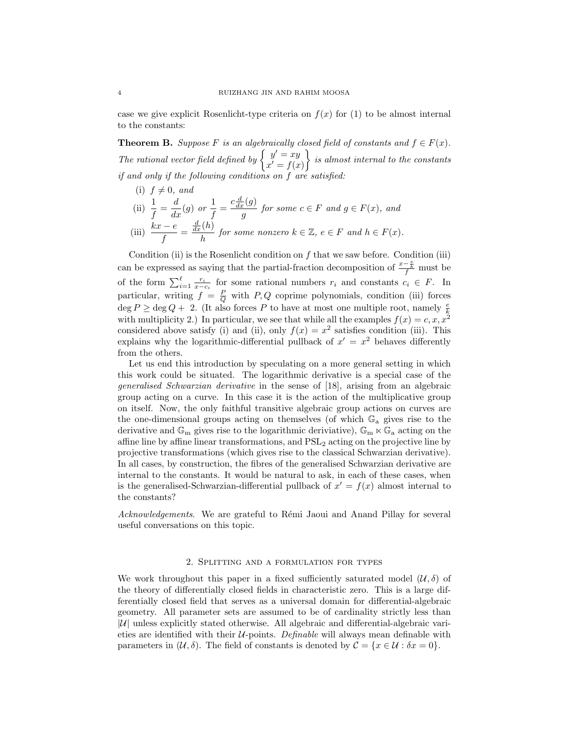case we give explicit Rosenlicht-type criteria on $f(x)$ for (1) to be almost internal to the constants:

**Theorem B.** *Suppose $F$ is an algebraically closed field of constants and $f \in F(x)$. The rational vector field defined by $\left\{\begin{array}{c} y' = xy \\ x' = f(x) \end{array}\right\}$ is almost internal to the constants if and only if the following conditions on $f$ are satisfied:*

(i) $f \neq 0$, *and*

(ii) $\dfrac{1}{f} = \dfrac{d}{dx}(g)$ *or* $\dfrac{1}{f} = \dfrac{c\frac{d}{dx}(g)}{g}$ *for some $c \in F$ and $g \in F(x)$, and*

(iii) $\dfrac{kx - e}{f} = \dfrac{\frac{d}{dx}(h)}{h}$ *for some nonzero $k \in \mathbb{Z}$, $e \in F$ and $h \in F(x)$.*

Condition (ii) is the Rosenlicht condition on $f$ that we saw before. Condition (iii) can be expressed as saying that the partial-fraction decomposition of $\frac{x-\frac{e}{k}}{f}$ must be of the form $\sum_{i=1}^{\ell} \frac{r_i}{x-c_i}$ for some rational numbers $r_i$ and constants $c_i \in F$. In particular, writing $f = \frac{P}{Q}$ with $P, Q$ coprime polynomials, condition (iii) forces $\deg P \geq \deg Q + 2$. (It also forces $P$ to have at most one multiple root, namely $\frac{e}{k}$ with multiplicity 2.) In particular, we see that while all the examples $f(x) = c, x, x^2$ considered above satisfy (i) and (ii), only $f(x) = x^2$ satisfies condition (iii). This explains why the logarithmic-differential pullback of $x' = x^2$ behaves differently from the others.

Let us end this introduction by speculating on a more general setting in which this work could be situated. The logarithmic derivative is a special case of the *generalised Schwarzian derivative* in the sense of [18], arising from an algebraic group acting on a curve. In this case it is the action of the multiplicative group on itself. Now, the only faithful transitive algebraic group actions on curves are the one-dimensional groups acting on themselves (of which $\mathbb{G}_a$ gives rise to the derivative and $\mathbb{G}_m$ gives rise to the logarithmic deriviative), $\mathbb{G}_m \ltimes \mathbb{G}_a$ acting on the affine line by affine linear transformations, and $\mathrm{PSL}_2$ acting on the projective line by projective transformations (which gives rise to the classical Schwarzian derivative). In all cases, by construction, the fibres of the generalised Schwarzian derivative are internal to the constants. It would be natural to ask, in each of these cases, when is the generalised-Schwarzian-differential pullback of $x' = f(x)$ almost internal to the constants?

*Acknowledgements.* We are grateful to Rémi Jaoui and Anand Pillay for several useful conversations on this topic.

## 2. Splitting and a formulation for types

We work throughout this paper in a fixed sufficiently saturated model $(\mathcal{U}, \delta)$ of the theory of differentially closed fields in characteristic zero. This is a large differentially closed field that serves as a universal domain for differential-algebraic geometry. All parameter sets are assumed to be of cardinality strictly less than $|\mathcal{U}|$ unless explicitly stated otherwise. All algebraic and differential-algebraic varieties are identified with their $\mathcal{U}$-points. *Definable* will always mean definable with parameters in $(\mathcal{U}, \delta)$. The field of constants is denoted by $\mathcal{C} = \{x \in \mathcal{U} : \delta x = 0\}$.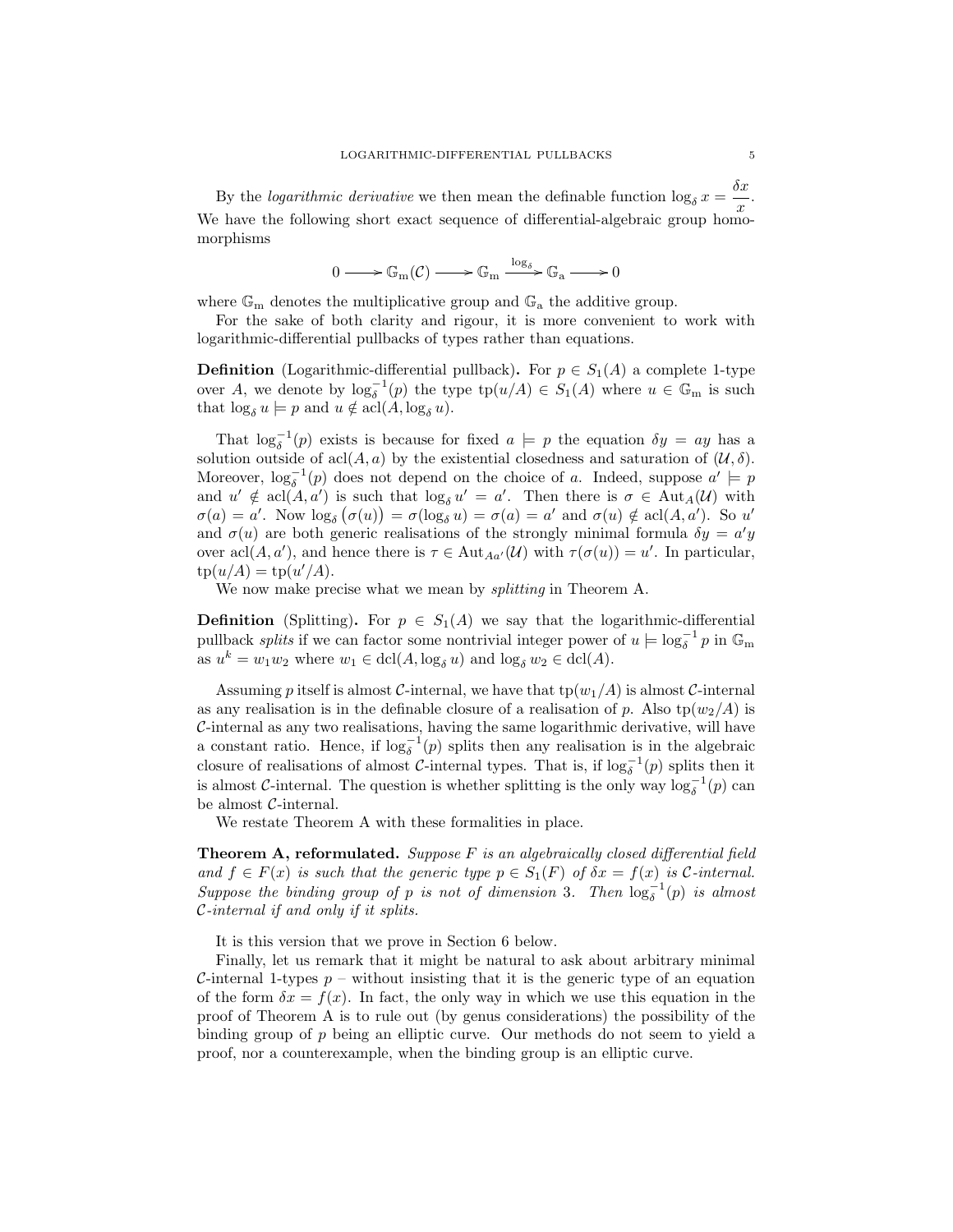By the *logarithmic derivative* we then mean the definable function $\log_\delta x = \dfrac{\delta x}{x}$. We have the following short exact sequence of differential-algebraic group homomorphisms

$$0 \longrightarrow \mathbb{G}_{\mathrm{m}}(\mathcal{C}) \longrightarrow \mathbb{G}_{\mathrm{m}} \xrightarrow{\log_\delta} \mathbb{G}_{\mathrm{a}} \longrightarrow 0$$

where $\mathbb{G}_{\mathrm{m}}$ denotes the multiplicative group and $\mathbb{G}_{\mathrm{a}}$ the additive group.

For the sake of both clarity and rigour, it is more convenient to work with logarithmic-differential pullbacks of types rather than equations.

**Definition** (Logarithmic-differential pullback)**.** For $p \in S_1(A)$ a complete 1-type over $A$, we denote by $\log_\delta^{-1}(p)$ the type $\mathrm{tp}(u/A) \in S_1(A)$ where $u \in \mathbb{G}_{\mathrm{m}}$ is such that $\log_\delta u \models p$ and $u \notin \mathrm{acl}(A, \log_\delta u)$.

That $\log_\delta^{-1}(p)$ exists is because for fixed $a \models p$ the equation $\delta y = ay$ has a solution outside of $\mathrm{acl}(A, a)$ by the existential closedness and saturation of $(\mathcal{U}, \delta)$. Moreover, $\log_\delta^{-1}(p)$ does not depend on the choice of $a$. Indeed, suppose $a' \models p$ and $u' \notin \mathrm{acl}(A, a')$ is such that $\log_\delta u' = a'$. Then there is $\sigma \in \mathrm{Aut}_A(\mathcal{U})$ with $\sigma(a) = a'$. Now $\log_\delta\big(\sigma(u)\big) = \sigma(\log_\delta u) = \sigma(a) = a'$ and $\sigma(u) \notin \mathrm{acl}(A, a')$. So $u'$ and $\sigma(u)$ are both generic realisations of the strongly minimal formula $\delta y = a'y$ over $\mathrm{acl}(A, a')$, and hence there is $\tau \in \mathrm{Aut}_{Aa'}(\mathcal{U})$ with $\tau(\sigma(u)) = u'$. In particular, $\mathrm{tp}(u/A) = \mathrm{tp}(u'/A)$.

We now make precise what we mean by *splitting* in Theorem A.

**Definition** (Splitting)**.** For $p \in S_1(A)$ we say that the logarithmic-differential pullback *splits* if we can factor some nontrivial integer power of $u \models \log_\delta^{-1} p$ in $\mathbb{G}_{\mathrm{m}}$ as $u^k = w_1 w_2$ where $w_1 \in \mathrm{dcl}(A, \log_\delta u)$ and $\log_\delta w_2 \in \mathrm{dcl}(A)$.

Assuming $p$ itself is almost $\mathcal{C}$-internal, we have that $\mathrm{tp}(w_1/A)$ is almost $\mathcal{C}$-internal as any realisation is in the definable closure of a realisation of $p$. Also $\mathrm{tp}(w_2/A)$ is $\mathcal{C}$-internal as any two realisations, having the same logarithmic derivative, will have a constant ratio. Hence, if $\log_\delta^{-1}(p)$ splits then any realisation is in the algebraic closure of realisations of almost $\mathcal{C}$-internal types. That is, if $\log_\delta^{-1}(p)$ splits then it is almost $\mathcal{C}$-internal. The question is whether splitting is the only way $\log_\delta^{-1}(p)$ can be almost $\mathcal{C}$-internal.

We restate Theorem A with these formalities in place.

**Theorem A, reformulated.** *Suppose $F$ is an algebraically closed differential field and $f \in F(x)$ is such that the generic type $p \in S_1(F)$ of $\delta x = f(x)$ is $\mathcal{C}$-internal. Suppose the binding group of $p$ is not of dimension $3$. Then $\log_\delta^{-1}(p)$ is almost $\mathcal{C}$-internal if and only if it splits.*

It is this version that we prove in Section 6 below.

Finally, let us remark that it might be natural to ask about arbitrary minimal $\mathcal{C}$-internal 1-types $p$ – without insisting that it is the generic type of an equation of the form $\delta x = f(x)$. In fact, the only way in which we use this equation in the proof of Theorem A is to rule out (by genus considerations) the possibility of the binding group of $p$ being an elliptic curve. Our methods do not seem to yield a proof, nor a counterexample, when the binding group is an elliptic curve.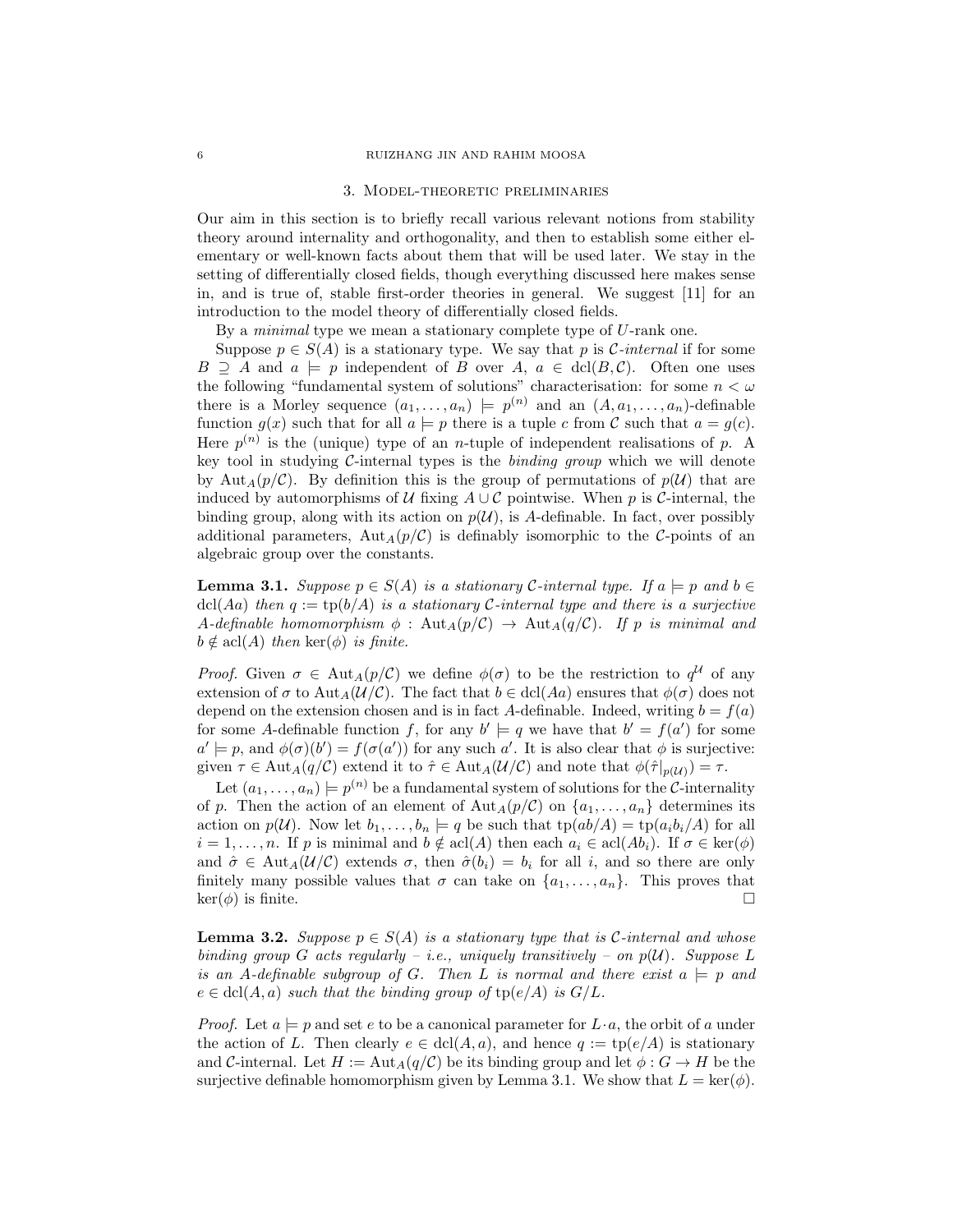## 3. Model-theoretic preliminaries

Our aim in this section is to briefly recall various relevant notions from stability theory around internality and orthogonality, and then to establish some either elementary or well-known facts about them that will be used later. We stay in the setting of differentially closed fields, though everything discussed here makes sense in, and is true of, stable first-order theories in general. We suggest [11] for an introduction to the model theory of differentially closed fields.

By a *minimal* type we mean a stationary complete type of $U$-rank one.

Suppose $p \in S(A)$ is a stationary type. We say that $p$ is $\mathcal{C}$*-internal* if for some $B \supseteq A$ and $a \models p$ independent of $B$ over $A$, $a \in \operatorname{dcl}(B, \mathcal{C})$. Often one uses the following "fundamental system of solutions" characterisation: for some $n < \omega$ there is a Morley sequence $(a_1, \dots, a_n) \models p^{(n)}$ and an $(A, a_1, \dots, a_n)$-definable function $g(x)$ such that for all $a \models p$ there is a tuple $c$ from $\mathcal{C}$ such that $a = g(c)$. Here $p^{(n)}$ is the (unique) type of an $n$-tuple of independent realisations of $p$. A key tool in studying $\mathcal{C}$-internal types is the *binding group* which we will denote by $\operatorname{Aut}_A(p/\mathcal{C})$. By definition this is the group of permutations of $p(\mathcal{U})$ that are induced by automorphisms of $\mathcal{U}$ fixing $A \cup \mathcal{C}$ pointwise. When $p$ is $\mathcal{C}$-internal, the binding group, along with its action on $p(\mathcal{U})$, is $A$-definable. In fact, over possibly additional parameters, $\operatorname{Aut}_A(p/\mathcal{C})$ is definably isomorphic to the $\mathcal{C}$-points of an algebraic group over the constants.

**Lemma 3.1.** *Suppose $p \in S(A)$ is a stationary $\mathcal{C}$-internal type. If $a \models p$ and $b \in \operatorname{dcl}(Aa)$ then $q := \operatorname{tp}(b/A)$ is a stationary $\mathcal{C}$-internal type and there is a surjective $A$-definable homomorphism $\phi : \operatorname{Aut}_A(p/\mathcal{C}) \to \operatorname{Aut}_A(q/\mathcal{C})$. If $p$ is minimal and $b \notin \operatorname{acl}(A)$ then $\ker(\phi)$ is finite.*

*Proof.* Given $\sigma \in \operatorname{Aut}_A(p/\mathcal{C})$ we define $\phi(\sigma)$ to be the restriction to $q^{\mathcal{U}}$ of any extension of $\sigma$ to $\operatorname{Aut}_A(\mathcal{U}/\mathcal{C})$. The fact that $b \in \operatorname{dcl}(Aa)$ ensures that $\phi(\sigma)$ does not depend on the extension chosen and is in fact $A$-definable. Indeed, writing $b = f(a)$ for some $A$-definable function $f$, for any $b' \models q$ we have that $b' = f(a')$ for some $a' \models p$, and $\phi(\sigma)(b') = f(\sigma(a'))$ for any such $a'$. It is also clear that $\phi$ is surjective: given $\tau \in \operatorname{Aut}_A(q/\mathcal{C})$ extend it to $\hat{\tau} \in \operatorname{Aut}_A(\mathcal{U}/\mathcal{C})$ and note that $\phi(\hat{\tau}|_{p(\mathcal{U})}) = \tau$.

Let $(a_1, \dots, a_n) \models p^{(n)}$ be a fundamental system of solutions for the $\mathcal{C}$-internality of $p$. Then the action of an element of $\operatorname{Aut}_A(p/\mathcal{C})$ on $\{a_1, \dots, a_n\}$ determines its action on $p(\mathcal{U})$. Now let $b_1, \dots, b_n \models q$ be such that $\operatorname{tp}(ab/A) = \operatorname{tp}(a_i b_i/A)$ for all $i = 1, \dots, n$. If $p$ is minimal and $b \notin \operatorname{acl}(A)$ then each $a_i \in \operatorname{acl}(Ab_i)$. If $\sigma \in \ker(\phi)$ and $\hat{\sigma} \in \operatorname{Aut}_A(\mathcal{U}/\mathcal{C})$ extends $\sigma$, then $\hat{\sigma}(b_i) = b_i$ for all $i$, and so there are only finitely many possible values that $\sigma$ can take on $\{a_1, \dots, a_n\}$. This proves that $\ker(\phi)$ is finite. $\square$

**Lemma 3.2.** *Suppose $p \in S(A)$ is a stationary type that is $\mathcal{C}$-internal and whose binding group $G$ acts regularly – i.e., uniquely transitively – on $p(\mathcal{U})$. Suppose $L$ is an $A$-definable subgroup of $G$. Then $L$ is normal and there exist $a \models p$ and $e \in \operatorname{dcl}(A, a)$ such that the binding group of $\operatorname{tp}(e/A)$ is $G/L$.*

*Proof.* Let $a \models p$ and set $e$ to be a canonical parameter for $L \cdot a$, the orbit of $a$ under the action of $L$. Then clearly $e \in \operatorname{dcl}(A, a)$, and hence $q := \operatorname{tp}(e/A)$ is stationary and $\mathcal{C}$-internal. Let $H := \operatorname{Aut}_A(q/\mathcal{C})$ be its binding group and let $\phi : G \to H$ be the surjective definable homomorphism given by Lemma 3.1. We show that $L = \ker(\phi)$.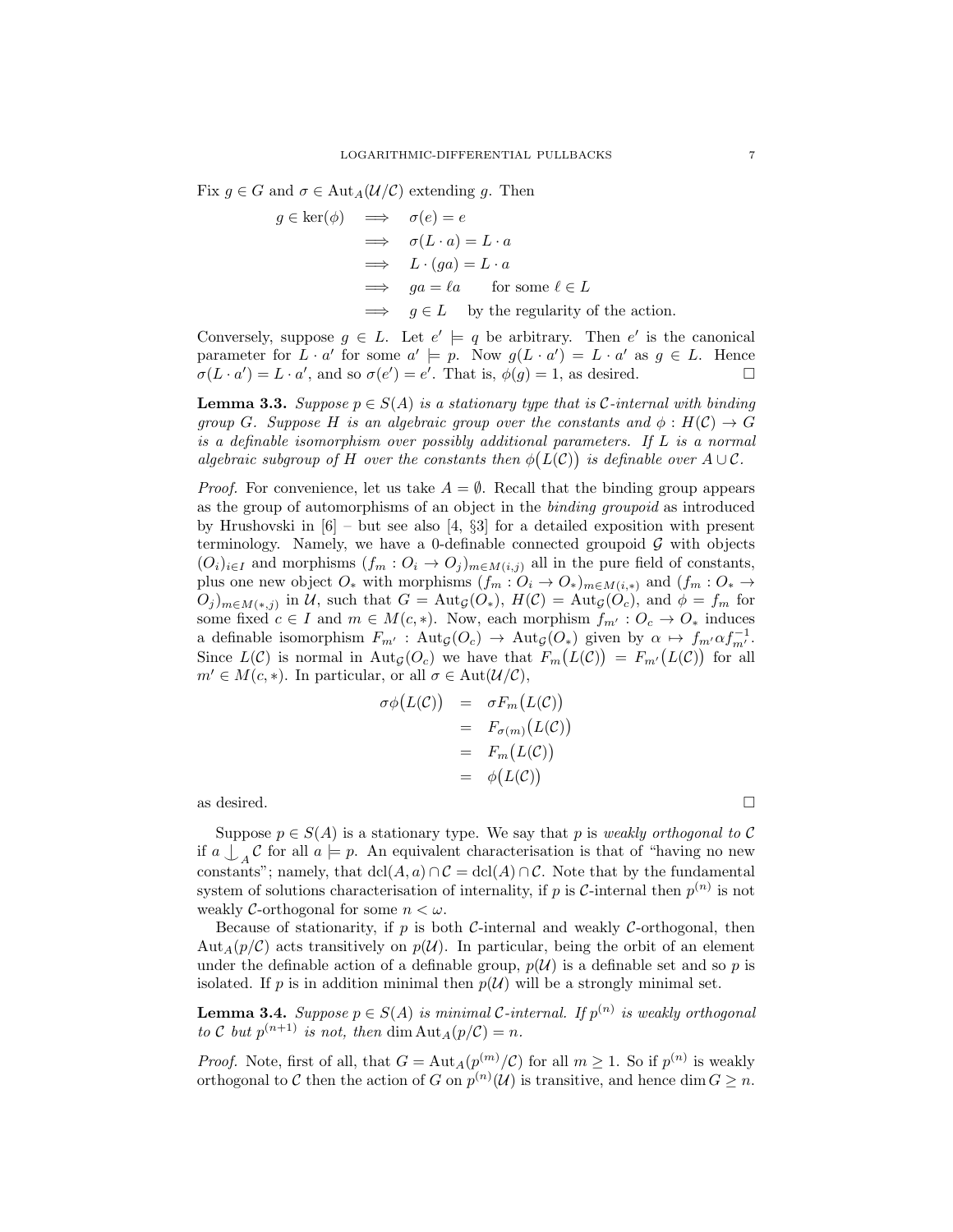Fix $g \in G$ and $\sigma \in \mathrm{Aut}_A(\mathcal{U}/\mathcal{C})$ extending $g$. Then

$$
\begin{aligned}
g \in \ker(\phi) \quad &\implies \quad \sigma(e) = e \\
&\implies \quad \sigma(L \cdot a) = L \cdot a \\
&\implies \quad L \cdot (ga) = L \cdot a \\
&\implies \quad ga = \ell a \qquad \text{for some } \ell \in L \\
&\implies \quad g \in L \quad \text{ by the regularity of the action.}
\end{aligned}
$$

Conversely, suppose $g \in L$. Let $e' \models q$ be arbitrary. Then $e'$ is the canonical parameter for $L \cdot a'$ for some $a' \models p$. Now $g(L \cdot a') = L \cdot a'$ as $g \in L$. Hence $\sigma(L \cdot a') = L \cdot a'$, and so $\sigma(e') = e'$. That is, $\phi(g) = 1$, as desired. $\square$

**Lemma 3.3.** *Suppose $p \in S(A)$ is a stationary type that is $\mathcal{C}$-internal with binding group $G$. Suppose $H$ is an algebraic group over the constants and $\phi : H(\mathcal{C}) \to G$ is a definable isomorphism over possibly additional parameters. If $L$ is a normal algebraic subgroup of $H$ over the constants then $\phi\big(L(\mathcal{C})\big)$ is definable over $A \cup \mathcal{C}$.*

*Proof.* For convenience, let us take $A = \emptyset$. Recall that the binding group appears as the group of automorphisms of an object in the *binding groupoid* as introduced by Hrushovski in [6] – but see also [4, §3] for a detailed exposition with present terminology. Namely, we have a 0-definable connected groupoid $\mathcal{G}$ with objects $(O_i)_{i \in I}$ and morphisms $(f_m : O_i \to O_j)_{m \in M(i,j)}$ all in the pure field of constants, plus one new object $O_*$ with morphisms $(f_m : O_i \to O_*)_{m \in M(i,*)}$ and $(f_m : O_* \to O_j)_{m \in M(*,j)}$ in $\mathcal{U}$, such that $G = \mathrm{Aut}_{\mathcal{G}}(O_*)$, $H(\mathcal{C}) = \mathrm{Aut}_{\mathcal{G}}(O_c)$, and $\phi = f_m$ for some fixed $c \in I$ and $m \in M(c,*)$. Now, each morphism $f_{m'} : O_c \to O_*$ induces a definable isomorphism $F_{m'} : \mathrm{Aut}_{\mathcal{G}}(O_c) \to \mathrm{Aut}_{\mathcal{G}}(O_*)$ given by $\alpha \mapsto f_{m'} \alpha f_{m'}^{-1}$. Since $L(\mathcal{C})$ is normal in $\mathrm{Aut}_{\mathcal{G}}(O_c)$ we have that $F_m\big(L(\mathcal{C})\big) = F_{m'}\big(L(\mathcal{C})\big)$ for all $m' \in M(c,*)$. In particular, or all $\sigma \in \mathrm{Aut}(\mathcal{U}/\mathcal{C})$,

$$
\begin{aligned}
\sigma\phi\big(L(\mathcal{C})\big) &= \sigma F_m\big(L(\mathcal{C})\big) \\
&= F_{\sigma(m)}\big(L(\mathcal{C})\big) \\
&= F_m\big(L(\mathcal{C})\big) \\
&= \phi\big(L(\mathcal{C})\big)
\end{aligned}
$$

as desired. $\square$

Suppose $p \in S(A)$ is a stationary type. We say that $p$ is *weakly orthogonal to $\mathcal{C}$* if $a \mathop{\smile\!\!\!\!\!\!\mid}_A \mathcal{C}$ for all $a \models p$. An equivalent characterisation is that of "having no new constants"; namely, that $\mathrm{dcl}(A, a) \cap \mathcal{C} = \mathrm{dcl}(A) \cap \mathcal{C}$. Note that by the fundamental system of solutions characterisation of internality, if $p$ is $\mathcal{C}$-internal then $p^{(n)}$ is not weakly $\mathcal{C}$-orthogonal for some $n < \omega$.

Because of stationarity, if $p$ is both $\mathcal{C}$-internal and weakly $\mathcal{C}$-orthogonal, then $\mathrm{Aut}_A(p/\mathcal{C})$ acts transitively on $p(\mathcal{U})$. In particular, being the orbit of an element under the definable action of a definable group, $p(\mathcal{U})$ is a definable set and so $p$ is isolated. If $p$ is in addition minimal then $p(\mathcal{U})$ will be a strongly minimal set.

**Lemma 3.4.** *Suppose $p \in S(A)$ is minimal $\mathcal{C}$-internal. If $p^{(n)}$ is weakly orthogonal to $\mathcal{C}$ but $p^{(n+1)}$ is not, then $\dim \mathrm{Aut}_A(p/\mathcal{C}) = n$.*

*Proof.* Note, first of all, that $G = \mathrm{Aut}_A(p^{(m)}/\mathcal{C})$ for all $m \geq 1$. So if $p^{(n)}$ is weakly orthogonal to $\mathcal{C}$ then the action of $G$ on $p^{(n)}(\mathcal{U})$ is transitive, and hence $\dim G \geq n$.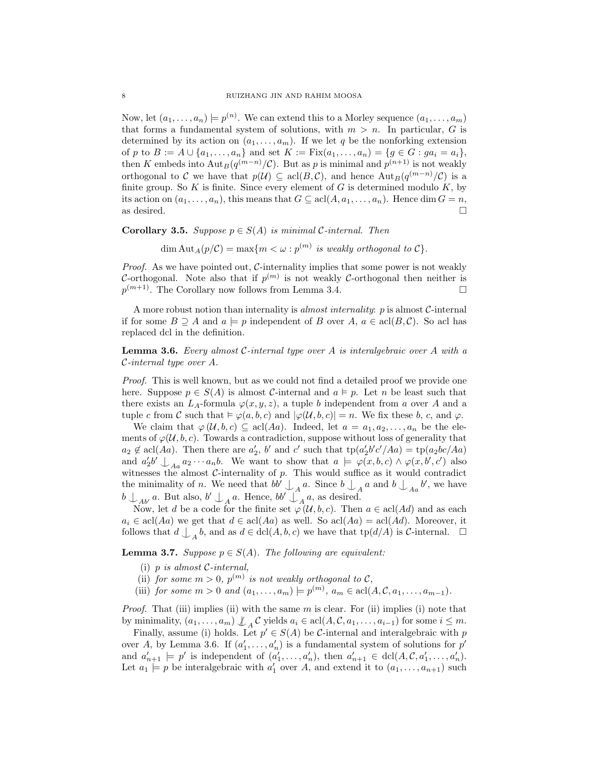Now, let $(a_1, \ldots, a_n) \models p^{(n)}$. We can extend this to a Morley sequence $(a_1, \ldots, a_m)$ that forms a fundamental system of solutions, with $m > n$. In particular, $G$ is determined by its action on $(a_1, \ldots, a_m)$. If we let $q$ be the nonforking extension of $p$ to $B := A \cup \{a_1, \ldots, a_n\}$ and set $K := \mathrm{Fix}(a_1, \ldots, a_n) = \{g \in G : ga_i = a_i\}$, then $K$ embeds into $\mathrm{Aut}_B(q^{(m-n)}/\mathcal{C})$. But as $p$ is minimal and $p^{(n+1)}$ is not weakly orthogonal to $\mathcal{C}$ we have that $p(\mathcal{U}) \subseteq \mathrm{acl}(B, \mathcal{C})$, and hence $\mathrm{Aut}_B(q^{(m-n)}/\mathcal{C})$ is a finite group. So $K$ is finite. Since every element of $G$ is determined modulo $K$, by its action on $(a_1, \ldots, a_n)$, this means that $G \subseteq \mathrm{acl}(A, a_1, \ldots, a_n)$. Hence $\dim G = n$, as desired. $\square$

**Corollary 3.5.** *Suppose $p \in S(A)$ is minimal $\mathcal{C}$-internal. Then*

$$\dim \mathrm{Aut}_A(p/\mathcal{C}) = \max\{m < \omega : p^{(m)} \text{ is weakly orthogonal to } \mathcal{C}\}.$$

*Proof.* As we have pointed out, $\mathcal{C}$-internality implies that some power is not weakly $\mathcal{C}$-orthogonal. Note also that if $p^{(m)}$ is not weakly $\mathcal{C}$-orthogonal then neither is $p^{(m+1)}$. The Corollary now follows from Lemma 3.4. $\square$

A more robust notion than internality is *almost internality*: $p$ is almost $\mathcal{C}$-internal if for some $B \supseteq A$ and $a \models p$ independent of $B$ over $A$, $a \in \mathrm{acl}(B, \mathcal{C})$. So acl has replaced dcl in the definition.

**Lemma 3.6.** *Every almost $\mathcal{C}$-internal type over $A$ is interalgebraic over $A$ with a $\mathcal{C}$-internal type over $A$.*

*Proof.* This is well known, but as we could not find a detailed proof we provide one here. Suppose $p \in S(A)$ is almost $\mathcal{C}$-internal and $a \models p$. Let $n$ be least such that there exists an $L_A$-formula $\varphi(x, y, z)$, a tuple $b$ independent from $a$ over $A$ and a tuple $c$ from $\mathcal{C}$ such that $\models \varphi(a, b, c)$ and $|\varphi(\mathcal{U}, b, c)| = n$. We fix these $b$, $c$, and $\varphi$.

We claim that $\varphi(\mathcal{U}, b, c) \subseteq \mathrm{acl}(Aa)$. Indeed, let $a = a_1, a_2, \ldots, a_n$ be the elements of $\varphi(\mathcal{U}, b, c)$. Towards a contradiction, suppose without loss of generality that $a_2 \notin \mathrm{acl}(Aa)$. Then there are $a_2'$, $b'$ and $c'$ such that $\mathrm{tp}(a_2'b'c'/Aa) = \mathrm{tp}(a_2bc/Aa)$ and $a_2'b' \mathop{\smile\!\!\!\!\!\mid}_{Aa} a_2 \cdots a_n b$. We want to show that $a \models \varphi(x, b, c) \wedge \varphi(x, b', c')$ also witnesses the almost $\mathcal{C}$-internality of $p$. This would suffice as it would contradict the minimality of $n$. We need that $bb' \mathop{\smile\!\!\!\!\!\mid}_A a$. Since $b \mathop{\smile\!\!\!\!\!\mid}_A a$ and $b \mathop{\smile\!\!\!\!\!\mid}_{Aa} b'$, we have $b \mathop{\smile\!\!\!\!\!\mid}_{Ab'} a$. But also, $b' \mathop{\smile\!\!\!\!\!\mid}_A a$. Hence, $bb' \mathop{\smile\!\!\!\!\!\mid}_A a$, as desired.

Now, let $d$ be a code for the finite set $\varphi(\mathcal{U}, b, c)$. Then $a \in \mathrm{acl}(Ad)$ and as each $a_i \in \mathrm{acl}(Aa)$ we get that $d \in \mathrm{acl}(Aa)$ as well. So $\mathrm{acl}(Aa) = \mathrm{acl}(Ad)$. Moreover, it follows that $d \mathop{\smile\!\!\!\!\!\mid}_A b$, and as $d \in \mathrm{dcl}(A, b, c)$ we have that $\mathrm{tp}(d/A)$ is $\mathcal{C}$-internal. $\square$

**Lemma 3.7.** *Suppose $p \in S(A)$. The following are equivalent:*

- (i) *$p$ is almost $\mathcal{C}$-internal,*
- (ii) *for some $m > 0$, $p^{(m)}$ is not weakly orthogonal to $\mathcal{C}$,*
- (iii) *for some $m > 0$ and $(a_1, \ldots, a_m) \models p^{(m)}$, $a_m \in \mathrm{acl}(A, \mathcal{C}, a_1, \ldots, a_{m-1})$.*

*Proof.* That (iii) implies (ii) with the same $m$ is clear. For (ii) implies (i) note that by minimality, $(a_1, \ldots, a_m) \not\mathop{\smile\!\!\!\!\!\mid}_A \mathcal{C}$ yields $a_i \in \mathrm{acl}(A, \mathcal{C}, a_1, \ldots, a_{i-1})$ for some $i \leq m$.

Finally, assume (i) holds. Let $p' \in S(A)$ be $\mathcal{C}$-internal and interalgebraic with $p$ over $A$, by Lemma 3.6. If $(a_1', \ldots, a_n')$ is a fundamental system of solutions for $p'$ and $a_{n+1}' \models p'$ is independent of $(a_1', \ldots, a_n')$, then $a_{n+1}' \in \mathrm{dcl}(A, \mathcal{C}, a_1', \ldots, a_n')$. Let $a_1 \models p$ be interalgebraic with $a_1'$ over $A$, and extend it to $(a_1, \ldots, a_{n+1})$ such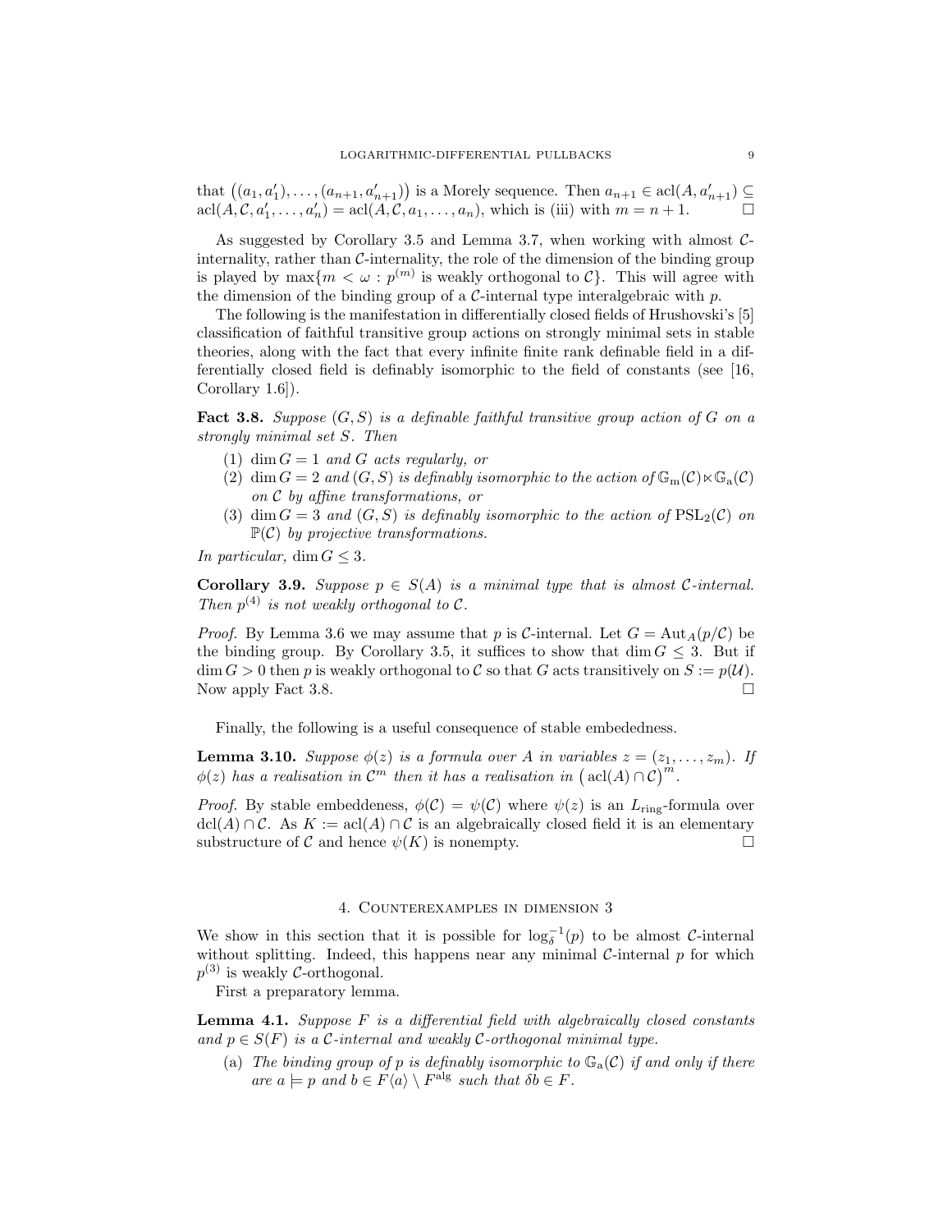that $\big((a_1, a_1'), \ldots, (a_{n+1}, a_{n+1}')\big)$ is a Morely sequence. Then $a_{n+1} \in \operatorname{acl}(A, a_{n+1}') \subseteq \operatorname{acl}(A, \mathcal{C}, a_1', \ldots, a_n') = \operatorname{acl}(A, \mathcal{C}, a_1, \ldots, a_n)$, which is (iii) with $m = n+1$. □

As suggested by Corollary 3.5 and Lemma 3.7, when working with almost $\mathcal{C}$-internality, rather than $\mathcal{C}$-internality, the role of the dimension of the binding group is played by $\max\{m < \omega : p^{(m)} \text{ is weakly orthogonal to } \mathcal{C}\}$. This will agree with the dimension of the binding group of a $\mathcal{C}$-internal type interalgebraic with $p$.

The following is the manifestation in differentially closed fields of Hrushovski's [5] classification of faithful transitive group actions on strongly minimal sets in stable theories, along with the fact that every infinite finite rank definable field in a differentially closed field is definably isomorphic to the field of constants (see [16, Corollary 1.6]).

**Fact 3.8.** *Suppose $(G, S)$ is a definable faithful transitive group action of $G$ on a strongly minimal set $S$. Then*

1. *$\dim G = 1$ and $G$ acts regularly, or*
2. *$\dim G = 2$ and $(G, S)$ is definably isomorphic to the action of $\mathbb{G}_{\mathrm{m}}(\mathcal{C}) \ltimes \mathbb{G}_{\mathrm{a}}(\mathcal{C})$ on $\mathcal{C}$ by affine transformations, or*
3. *$\dim G = 3$ and $(G, S)$ is definably isomorphic to the action of $\mathrm{PSL}_2(\mathcal{C})$ on $\mathbb{P}(\mathcal{C})$ by projective transformations.*

*In particular, $\dim G \leq 3$.*

**Corollary 3.9.** *Suppose $p \in S(A)$ is a minimal type that is almost $\mathcal{C}$-internal. Then $p^{(4)}$ is not weakly orthogonal to $\mathcal{C}$.*

*Proof.* By Lemma 3.6 we may assume that $p$ is $\mathcal{C}$-internal. Let $G = \operatorname{Aut}_A(p/\mathcal{C})$ be the binding group. By Corollary 3.5, it suffices to show that $\dim G \leq 3$. But if $\dim G > 0$ then $p$ is weakly orthogonal to $\mathcal{C}$ so that $G$ acts transitively on $S := p(\mathcal{U})$. Now apply Fact 3.8. □

Finally, the following is a useful consequence of stable embededness.

**Lemma 3.10.** *Suppose $\phi(z)$ is a formula over $A$ in variables $z = (z_1, \ldots, z_m)$. If $\phi(z)$ has a realisation in $\mathcal{C}^m$ then it has a realisation in $\big(\operatorname{acl}(A) \cap \mathcal{C}\big)^m$.*

*Proof.* By stable embeddeness, $\phi(\mathcal{C}) = \psi(\mathcal{C})$ where $\psi(z)$ is an $L_{\mathrm{ring}}$-formula over $\operatorname{dcl}(A) \cap \mathcal{C}$. As $K := \operatorname{acl}(A) \cap \mathcal{C}$ is an algebraically closed field it is an elementary substructure of $\mathcal{C}$ and hence $\psi(K)$ is nonempty. □

## 4. Counterexamples in dimension 3

We show in this section that it is possible for $\log_\delta^{-1}(p)$ to be almost $\mathcal{C}$-internal without splitting. Indeed, this happens near any minimal $\mathcal{C}$-internal $p$ for which $p^{(3)}$ is weakly $\mathcal{C}$-orthogonal.

First a preparatory lemma.

**Lemma 4.1.** *Suppose $F$ is a differential field with algebraically closed constants and $p \in S(F)$ is a $\mathcal{C}$-internal and weakly $\mathcal{C}$-orthogonal minimal type.*

(a) *The binding group of $p$ is definably isomorphic to $\mathbb{G}_{\mathrm{a}}(\mathcal{C})$ if and only if there are $a \models p$ and $b \in F\langle a \rangle \setminus F^{\mathrm{alg}}$ such that $\delta b \in F$.*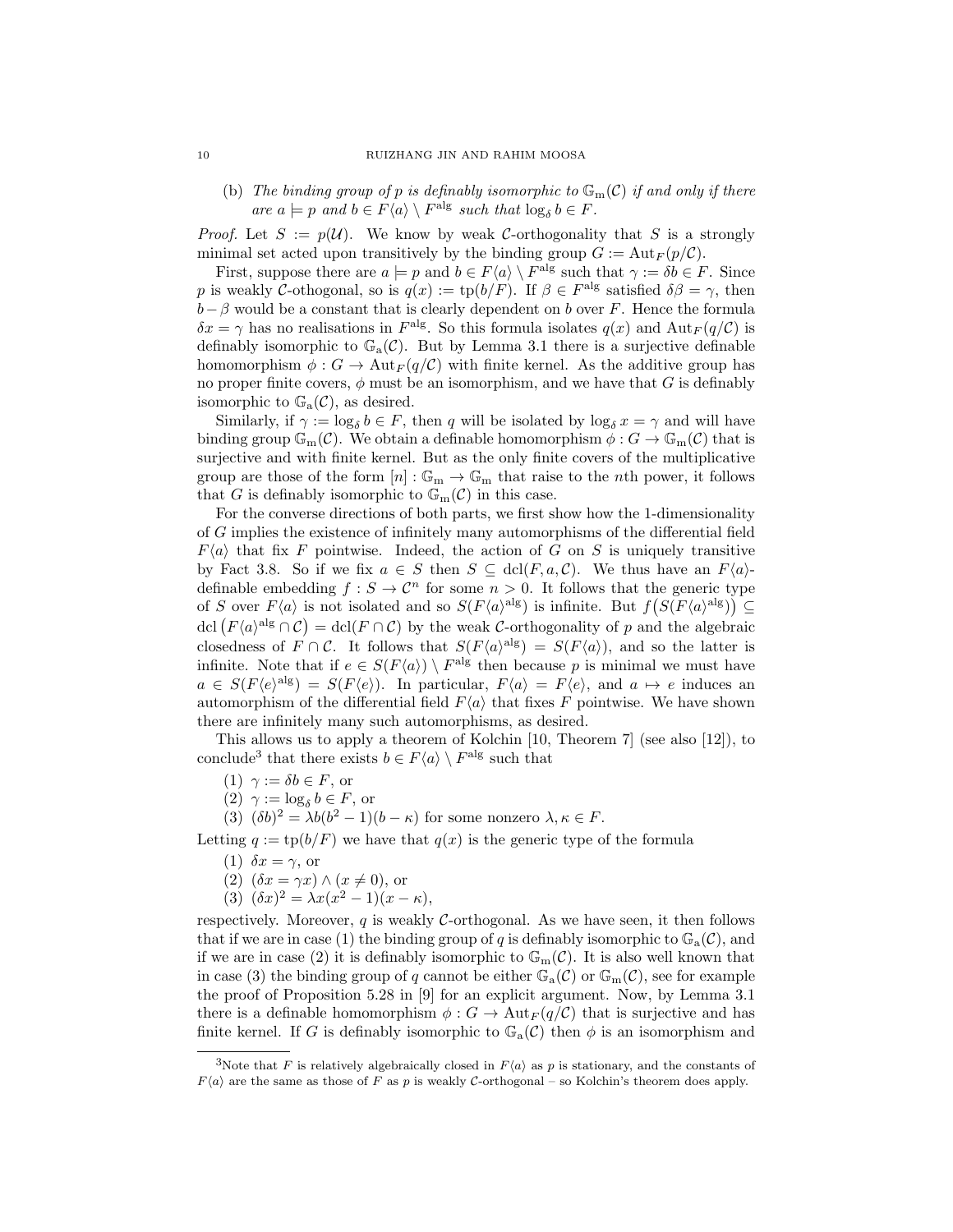(b) *The binding group of $p$ is definably isomorphic to $\mathbb{G}_{\mathrm{m}}(\mathcal{C})$ if and only if there are $a \models p$ and $b \in F\langle a\rangle \setminus F^{\mathrm{alg}}$ such that $\log_\delta b \in F$.*

*Proof.* Let $S := p(\mathcal{U})$. We know by weak $\mathcal{C}$-orthogonality that $S$ is a strongly minimal set acted upon transitively by the binding group $G := \mathrm{Aut}_F(p/\mathcal{C})$.

First, suppose there are $a \models p$ and $b \in F\langle a\rangle \setminus F^{\mathrm{alg}}$ such that $\gamma := \delta b \in F$. Since $p$ is weakly $\mathcal{C}$-othogonal, so is $q(x) := \mathrm{tp}(b/F)$. If $\beta \in F^{\mathrm{alg}}$ satisfied $\delta\beta = \gamma$, then $b - \beta$ would be a constant that is clearly dependent on $b$ over $F$. Hence the formula $\delta x = \gamma$ has no realisations in $F^{\mathrm{alg}}$. So this formula isolates $q(x)$ and $\mathrm{Aut}_F(q/\mathcal{C})$ is definably isomorphic to $\mathbb{G}_{\mathrm{a}}(\mathcal{C})$. But by Lemma 3.1 there is a surjective definable homomorphism $\phi : G \to \mathrm{Aut}_F(q/\mathcal{C})$ with finite kernel. As the additive group has no proper finite covers, $\phi$ must be an isomorphism, and we have that $G$ is definably isomorphic to $\mathbb{G}_{\mathrm{a}}(\mathcal{C})$, as desired.

Similarly, if $\gamma := \log_\delta b \in F$, then $q$ will be isolated by $\log_\delta x = \gamma$ and will have binding group $\mathbb{G}_{\mathrm{m}}(\mathcal{C})$. We obtain a definable homomorphism $\phi : G \to \mathbb{G}_{\mathrm{m}}(\mathcal{C})$ that is surjective and with finite kernel. But as the only finite covers of the multiplicative group are those of the form $[n] : \mathbb{G}_{\mathrm{m}} \to \mathbb{G}_{\mathrm{m}}$ that raise to the $n$th power, it follows that $G$ is definably isomorphic to $\mathbb{G}_{\mathrm{m}}(\mathcal{C})$ in this case.

For the converse directions of both parts, we first show how the 1-dimensionality of $G$ implies the existence of infinitely many automorphisms of the differential field $F\langle a\rangle$ that fix $F$ pointwise. Indeed, the action of $G$ on $S$ is uniquely transitive by Fact 3.8. So if we fix $a \in S$ then $S \subseteq \mathrm{dcl}(F, a, \mathcal{C})$. We thus have an $F\langle a\rangle$-definable embedding $f : S \to \mathcal{C}^n$ for some $n > 0$. It follows that the generic type of $S$ over $F\langle a\rangle$ is not isolated and so $S(F\langle a\rangle^{\mathrm{alg}})$ is infinite. But $f\big(S(F\langle a\rangle^{\mathrm{alg}})\big) \subseteq \mathrm{dcl}\big(F\langle a\rangle^{\mathrm{alg}} \cap \mathcal{C}\big) = \mathrm{dcl}(F \cap \mathcal{C})$ by the weak $\mathcal{C}$-orthogonality of $p$ and the algebraic closedness of $F \cap \mathcal{C}$. It follows that $S(F\langle a\rangle^{\mathrm{alg}}) = S(F\langle a\rangle)$, and so the latter is infinite. Note that if $e \in S(F\langle a\rangle) \setminus F^{\mathrm{alg}}$ then because $p$ is minimal we must have $a \in S(F\langle e\rangle^{\mathrm{alg}}) = S(F\langle e\rangle)$. In particular, $F\langle a\rangle = F\langle e\rangle$, and $a \mapsto e$ induces an automorphism of the differential field $F\langle a\rangle$ that fixes $F$ pointwise. We have shown there are infinitely many such automorphisms, as desired.

This allows us to apply a theorem of Kolchin [10, Theorem 7] (see also [12]), to conclude[3] that there exists $b \in F\langle a\rangle \setminus F^{\mathrm{alg}}$ such that

(1) $\gamma := \delta b \in F$, or
(2) $\gamma := \log_\delta b \in F$, or
(3) $(\delta b)^2 = \lambda b(b^2 - 1)(b - \kappa)$ for some nonzero $\lambda, \kappa \in F$.

Letting $q := \mathrm{tp}(b/F)$ we have that $q(x)$ is the generic type of the formula

(1) $\delta x = \gamma$, or
(2) $(\delta x = \gamma x) \wedge (x \neq 0)$, or
(3) $(\delta x)^2 = \lambda x(x^2 - 1)(x - \kappa)$,

respectively. Moreover, $q$ is weakly $\mathcal{C}$-orthogonal. As we have seen, it then follows that if we are in case (1) the binding group of $q$ is definably isomorphic to $\mathbb{G}_{\mathrm{a}}(\mathcal{C})$, and if we are in case (2) it is definably isomorphic to $\mathbb{G}_{\mathrm{m}}(\mathcal{C})$. It is also well known that in case (3) the binding group of $q$ cannot be either $\mathbb{G}_{\mathrm{a}}(\mathcal{C})$ or $\mathbb{G}_{\mathrm{m}}(\mathcal{C})$, see for example the proof of Proposition 5.28 in [9] for an explicit argument. Now, by Lemma 3.1 there is a definable homomorphism $\phi : G \to \mathrm{Aut}_F(q/\mathcal{C})$ that is surjective and has finite kernel. If $G$ is definably isomorphic to $\mathbb{G}_{\mathrm{a}}(\mathcal{C})$ then $\phi$ is an isomorphism and

[3] Note that $F$ is relatively algebraically closed in $F\langle a\rangle$ as $p$ is stationary, and the constants of $F\langle a\rangle$ are the same as those of $F$ as $p$ is weakly $\mathcal{C}$-orthogonal – so Kolchin's theorem does apply.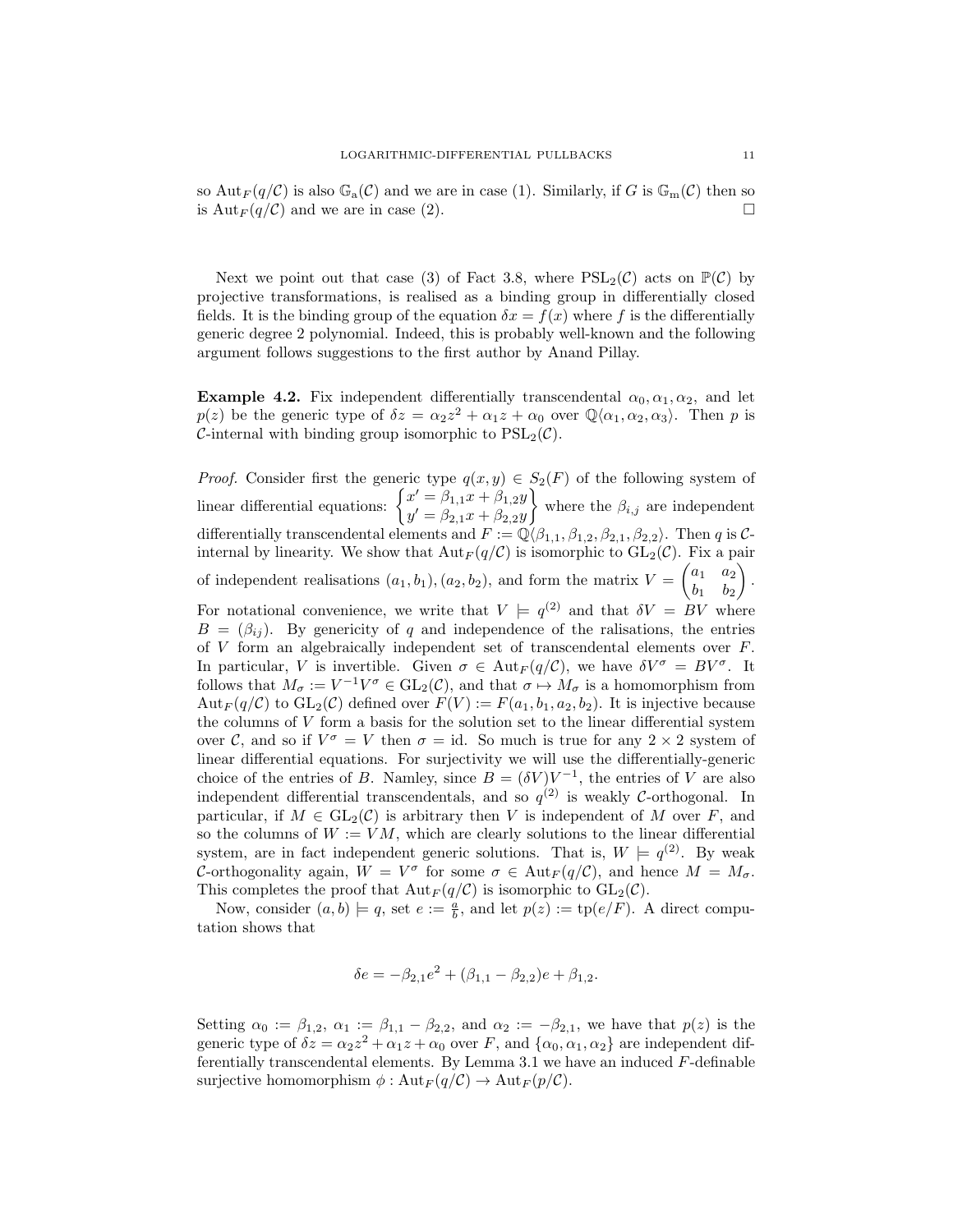so $\mathrm{Aut}_F(q/\mathcal{C})$ is also $\mathbb{G}_{\mathrm{a}}(\mathcal{C})$ and we are in case (1). Similarly, if $G$ is $\mathbb{G}_{\mathrm{m}}(\mathcal{C})$ then so is $\mathrm{Aut}_F(q/\mathcal{C})$ and we are in case (2). $\square$

Next we point out that case (3) of Fact 3.8, where $\mathrm{PSL}_2(\mathcal{C})$ acts on $\mathbb{P}(\mathcal{C})$ by projective transformations, is realised as a binding group in differentially closed fields. It is the binding group of the equation $\delta x = f(x)$ where $f$ is the differentially generic degree 2 polynomial. Indeed, this is probably well-known and the following argument follows suggestions to the first author by Anand Pillay.

**Example 4.2.** Fix independent differentially transcendental $\alpha_0, \alpha_1, \alpha_2$, and let $p(z)$ be the generic type of $\delta z = \alpha_2 z^2 + \alpha_1 z + \alpha_0$ over $\mathbb{Q}\langle\alpha_1, \alpha_2, \alpha_3\rangle$. Then $p$ is $\mathcal{C}$-internal with binding group isomorphic to $\mathrm{PSL}_2(\mathcal{C})$.

*Proof.* Consider first the generic type $q(x, y) \in S_2(F)$ of the following system of linear differential equations: $\begin{Bmatrix} x' = \beta_{1,1}x + \beta_{1,2}y \\ y' = \beta_{2,1}x + \beta_{2,2}y \end{Bmatrix}$ where the $\beta_{i,j}$ are independent differentially transcendental elements and $F := \mathbb{Q}\langle\beta_{1,1}, \beta_{1,2}, \beta_{2,1}, \beta_{2,2}\rangle$. Then $q$ is $\mathcal{C}$-internal by linearity. We show that $\mathrm{Aut}_F(q/\mathcal{C})$ is isomorphic to $\mathrm{GL}_2(\mathcal{C})$. Fix a pair of independent realisations $(a_1, b_1), (a_2, b_2)$, and form the matrix $V = \begin{pmatrix} a_1 & a_2 \\ b_1 & b_2 \end{pmatrix}$. For notational convenience, we write that $V \models q^{(2)}$ and that $\delta V = BV$ where $B = (\beta_{ij})$. By genericity of $q$ and independence of the ralisations, the entries of $V$ form an algebraically independent set of transcendental elements over $F$. In particular, $V$ is invertible. Given $\sigma \in \mathrm{Aut}_F(q/\mathcal{C})$, we have $\delta V^\sigma = BV^\sigma$. It follows that $M_\sigma := V^{-1}V^\sigma \in \mathrm{GL}_2(\mathcal{C})$, and that $\sigma \mapsto M_\sigma$ is a homomorphism from $\mathrm{Aut}_F(q/\mathcal{C})$ to $\mathrm{GL}_2(\mathcal{C})$ defined over $F(V) := F(a_1, b_1, a_2, b_2)$. It is injective because the columns of $V$ form a basis for the solution set to the linear differential system over $\mathcal{C}$, and so if $V^\sigma = V$ then $\sigma = \mathrm{id}$. So much is true for any $2 \times 2$ system of linear differential equations. For surjectivity we will use the differentially-generic choice of the entries of $B$. Namley, since $B = (\delta V)V^{-1}$, the entries of $V$ are also independent differential transcendentals, and so $q^{(2)}$ is weakly $\mathcal{C}$-orthogonal. In particular, if $M \in \mathrm{GL}_2(\mathcal{C})$ is arbitrary then $V$ is independent of $M$ over $F$, and so the columns of $W := VM$, which are clearly solutions to the linear differential system, are in fact independent generic solutions. That is, $W \models q^{(2)}$. By weak $\mathcal{C}$-orthogonality again, $W = V^\sigma$ for some $\sigma \in \mathrm{Aut}_F(q/\mathcal{C})$, and hence $M = M_\sigma$. This completes the proof that $\mathrm{Aut}_F(q/\mathcal{C})$ is isomorphic to $\mathrm{GL}_2(\mathcal{C})$.

Now, consider $(a, b) \models q$, set $e := \frac{a}{b}$, and let $p(z) := \mathrm{tp}(e/F)$. A direct computation shows that

$$\delta e = -\beta_{2,1}e^2 + (\beta_{1,1} - \beta_{2,2})e + \beta_{1,2}.$$

Setting $\alpha_0 := \beta_{1,2}$, $\alpha_1 := \beta_{1,1} - \beta_{2,2}$, and $\alpha_2 := -\beta_{2,1}$, we have that $p(z)$ is the generic type of $\delta z = \alpha_2 z^2 + \alpha_1 z + \alpha_0$ over $F$, and $\{\alpha_0, \alpha_1, \alpha_2\}$ are independent differentially transcendental elements. By Lemma 3.1 we have an induced $F$-definable surjective homomorphism $\phi : \mathrm{Aut}_F(q/\mathcal{C}) \to \mathrm{Aut}_F(p/\mathcal{C})$.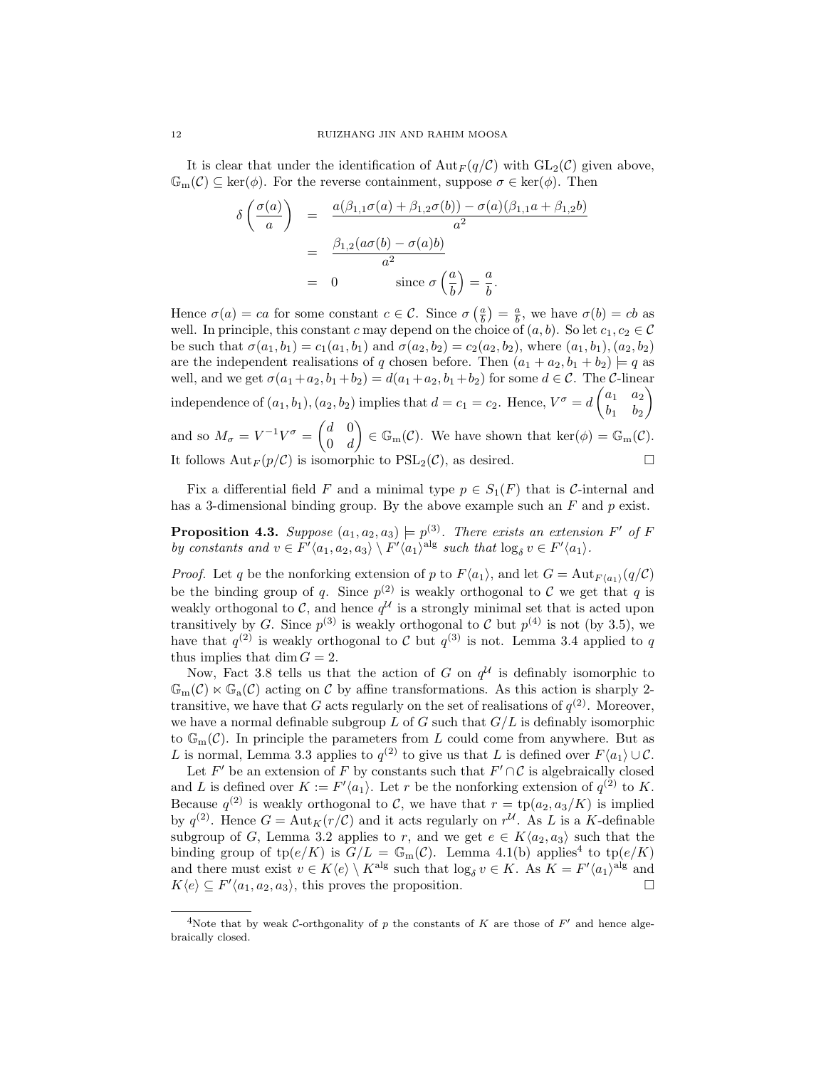It is clear that under the identification of $\mathrm{Aut}_F(q/\mathcal{C})$ with $\mathrm{GL}_2(\mathcal{C})$ given above, $\mathbb{G}_{\mathrm{m}}(\mathcal{C}) \subseteq \ker(\phi)$. For the reverse containment, suppose $\sigma \in \ker(\phi)$. Then

$$\begin{aligned}
\delta\left(\frac{\sigma(a)}{a}\right) &= \frac{a(\beta_{1,1}\sigma(a) + \beta_{1,2}\sigma(b)) - \sigma(a)(\beta_{1,1}a + \beta_{1,2}b)}{a^2} \\
&= \frac{\beta_{1,2}(a\sigma(b) - \sigma(a)b)}{a^2} \\
&= 0 \qquad\qquad \text{since } \sigma\left(\frac{a}{b}\right) = \frac{a}{b}.
\end{aligned}$$

Hence $\sigma(a) = ca$ for some constant $c \in \mathcal{C}$. Since $\sigma\left(\frac{a}{b}\right) = \frac{a}{b}$, we have $\sigma(b) = cb$ as well. In principle, this constant $c$ may depend on the choice of $(a, b)$. So let $c_1, c_2 \in \mathcal{C}$ be such that $\sigma(a_1, b_1) = c_1(a_1, b_1)$ and $\sigma(a_2, b_2) = c_2(a_2, b_2)$, where $(a_1, b_1), (a_2, b_2)$ are the independent realisations of $q$ chosen before. Then $(a_1 + a_2, b_1 + b_2) \models q$ as well, and we get $\sigma(a_1+a_2, b_1+b_2) = d(a_1+a_2, b_1+b_2)$ for some $d \in \mathcal{C}$. The $\mathcal{C}$-linear independence of $(a_1, b_1), (a_2, b_2)$ implies that $d = c_1 = c_2$. Hence, $V^\sigma = d\begin{pmatrix} a_1 & a_2 \\ b_1 & b_2 \end{pmatrix}$ and so $M_\sigma = V^{-1}V^\sigma = \begin{pmatrix} d & 0 \\ 0 & d \end{pmatrix} \in \mathbb{G}_{\mathrm{m}}(\mathcal{C})$. We have shown that $\ker(\phi) = \mathbb{G}_{\mathrm{m}}(\mathcal{C})$. It follows $\mathrm{Aut}_F(p/\mathcal{C})$ is isomorphic to $\mathrm{PSL}_2(\mathcal{C})$, as desired. $\square$

Fix a differential field $F$ and a minimal type $p \in S_1(F)$ that is $\mathcal{C}$-internal and has a 3-dimensional binding group. By the above example such an $F$ and $p$ exist.

**Proposition 4.3.** *Suppose $(a_1, a_2, a_3) \models p^{(3)}$. There exists an extension $F'$ of $F$ by constants and $v \in F'\langle a_1, a_2, a_3\rangle \setminus F'\langle a_1\rangle^{\mathrm{alg}}$ such that $\log_\delta v \in F'\langle a_1\rangle$.*

*Proof.* Let $q$ be the nonforking extension of $p$ to $F\langle a_1\rangle$, and let $G = \mathrm{Aut}_{F\langle a_1\rangle}(q/\mathcal{C})$ be the binding group of $q$. Since $p^{(2)}$ is weakly orthogonal to $\mathcal{C}$ we get that $q$ is weakly orthogonal to $\mathcal{C}$, and hence $q^{\mathcal{U}}$ is a strongly minimal set that is acted upon transitively by $G$. Since $p^{(3)}$ is weakly orthogonal to $\mathcal{C}$ but $p^{(4)}$ is not (by 3.5), we have that $q^{(2)}$ is weakly orthogonal to $\mathcal{C}$ but $q^{(3)}$ is not. Lemma 3.4 applied to $q$ thus implies that $\dim G = 2$.

Now, Fact 3.8 tells us that the action of $G$ on $q^{\mathcal{U}}$ is definably isomorphic to $\mathbb{G}_{\mathrm{m}}(\mathcal{C}) \ltimes \mathbb{G}_{\mathrm{a}}(\mathcal{C})$ acting on $\mathcal{C}$ by affine transformations. As this action is sharply 2-transitive, we have that $G$ acts regularly on the set of realisations of $q^{(2)}$. Moreover, we have a normal definable subgroup $L$ of $G$ such that $G/L$ is definably isomorphic to $\mathbb{G}_{\mathrm{m}}(\mathcal{C})$. In principle the parameters from $L$ could come from anywhere. But as $L$ is normal, Lemma 3.3 applies to $q^{(2)}$ to give us that $L$ is defined over $F\langle a_1\rangle \cup \mathcal{C}$.

Let $F'$ be an extension of $F$ by constants such that $F' \cap \mathcal{C}$ is algebraically closed and $L$ is defined over $K := F'\langle a_1\rangle$. Let $r$ be the nonforking extension of $q^{(2)}$ to $K$. Because $q^{(2)}$ is weakly orthogonal to $\mathcal{C}$, we have that $r = \mathrm{tp}(a_2, a_3/K)$ is implied by $q^{(2)}$. Hence $G = \mathrm{Aut}_K(r/\mathcal{C})$ and it acts regularly on $r^{\mathcal{U}}$. As $L$ is a $K$-definable subgroup of $G$, Lemma 3.2 applies to $r$, and we get $e \in K\langle a_2, a_3\rangle$ such that the binding group of $\mathrm{tp}(e/K)$ is $G/L = \mathbb{G}_{\mathrm{m}}(\mathcal{C})$. Lemma 4.1(b) applies[4] to $\mathrm{tp}(e/K)$ and there must exist $v \in K\langle e\rangle \setminus K^{\mathrm{alg}}$ such that $\log_\delta v \in K$. As $K = F'\langle a_1\rangle^{\mathrm{alg}}$ and $K\langle e\rangle \subseteq F'\langle a_1, a_2, a_3\rangle$, this proves the proposition. $\square$

[4] Note that by weak $\mathcal{C}$-orthgonality of $p$ the constants of $K$ are those of $F'$ and hence algebraically closed.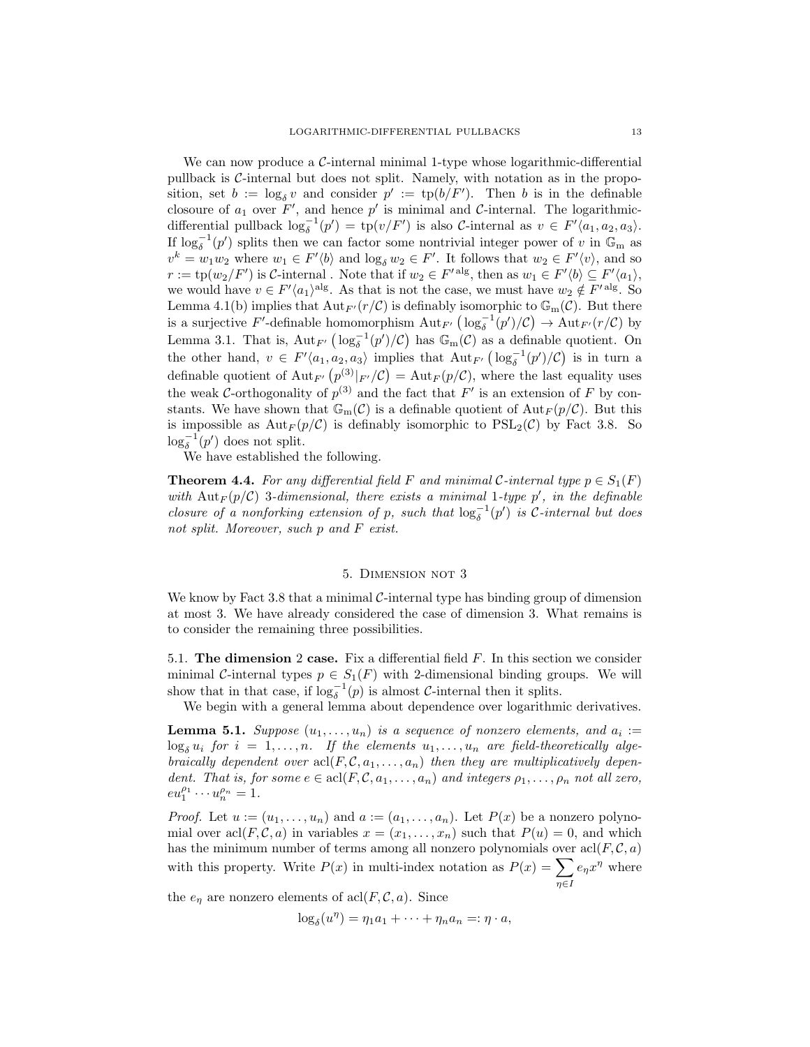We can now produce a $\mathcal{C}$-internal minimal 1-type whose logarithmic-differential pullback is $\mathcal{C}$-internal but does not split. Namely, with notation as in the proposition, set $b := \log_\delta v$ and consider $p' := \mathrm{tp}(b/F')$. Then $b$ is in the definable closoure of $a_1$ over $F'$, and hence $p'$ is minimal and $\mathcal{C}$-internal. The logarithmic-differential pullback $\log_\delta^{-1}(p') = \mathrm{tp}(v/F')$ is also $\mathcal{C}$-internal as $v \in F'\langle a_1, a_2, a_3\rangle$. If $\log_\delta^{-1}(p')$ splits then we can factor some nontrivial integer power of $v$ in $\mathbb{G}_\mathrm{m}$ as $v^k = w_1 w_2$ where $w_1 \in F'\langle b\rangle$ and $\log_\delta w_2 \in F'$. It follows that $w_2 \in F'\langle v\rangle$, and so $r := \mathrm{tp}(w_2/F')$ is $\mathcal{C}$-internal . Note that if $w_2 \in F'^{\,\mathrm{alg}}$, then as $w_1 \in F'\langle b\rangle \subseteq F'\langle a_1\rangle$, we would have $v \in F'\langle a_1\rangle^{\mathrm{alg}}$. As that is not the case, we must have $w_2 \notin F'^{\,\mathrm{alg}}$. So Lemma 4.1(b) implies that $\mathrm{Aut}_{F'}(r/\mathcal{C})$ is definably isomorphic to $\mathbb{G}_\mathrm{m}(\mathcal{C})$. But there is a surjective $F'$-definable homomorphism $\mathrm{Aut}_{F'}\left(\log_\delta^{-1}(p')/\mathcal{C}\right) \to \mathrm{Aut}_{F'}(r/\mathcal{C})$ by Lemma 3.1. That is, $\mathrm{Aut}_{F'}\left(\log_\delta^{-1}(p')/\mathcal{C}\right)$ has $\mathbb{G}_\mathrm{m}(\mathcal{C})$ as a definable quotient. On the other hand, $v \in F'\langle a_1, a_2, a_3\rangle$ implies that $\mathrm{Aut}_{F'}\left(\log_\delta^{-1}(p')/\mathcal{C}\right)$ is in turn a definable quotient of $\mathrm{Aut}_{F'}\left(p^{(3)}|_{F'}/\mathcal{C}\right) = \mathrm{Aut}_F(p/\mathcal{C})$, where the last equality uses the weak $\mathcal{C}$-orthogonality of $p^{(3)}$ and the fact that $F'$ is an extension of $F$ by constants. We have shown that $\mathbb{G}_\mathrm{m}(\mathcal{C})$ is a definable quotient of $\mathrm{Aut}_F(p/\mathcal{C})$. But this is impossible as $\mathrm{Aut}_F(p/\mathcal{C})$ is definably isomorphic to $\mathrm{PSL}_2(\mathcal{C})$ by Fact 3.8. So $\log_\delta^{-1}(p')$ does not split.

We have established the following.

**Theorem 4.4.** *For any differential field $F$ and minimal $\mathcal{C}$-internal type $p \in S_1(F)$ with $\mathrm{Aut}_F(p/\mathcal{C})$ 3-dimensional, there exists a minimal 1-type $p'$, in the definable closure of a nonforking extension of $p$, such that $\log_\delta^{-1}(p')$ is $\mathcal{C}$-internal but does not split. Moreover, such $p$ and $F$ exist.*

## 5. Dimension not 3

We know by Fact 3.8 that a minimal $\mathcal{C}$-internal type has binding group of dimension at most 3. We have already considered the case of dimension 3. What remains is to consider the remaining three possibilities.

5.1. **The dimension 2 case.** Fix a differential field $F$. In this section we consider minimal $\mathcal{C}$-internal types $p \in S_1(F)$ with 2-dimensional binding groups. We will show that in that case, if $\log_\delta^{-1}(p)$ is almost $\mathcal{C}$-internal then it splits.

We begin with a general lemma about dependence over logarithmic derivatives.

**Lemma 5.1.** *Suppose $(u_1, \dots, u_n)$ is a sequence of nonzero elements, and $a_i := \log_\delta u_i$ for $i = 1, \dots, n$. If the elements $u_1, \dots, u_n$ are field-theoretically algebraically dependent over $\mathrm{acl}(F, \mathcal{C}, a_1, \dots, a_n)$ then they are multiplicatively dependent. That is, for some $e \in \mathrm{acl}(F, \mathcal{C}, a_1, \dots, a_n)$ and integers $\rho_1, \dots, \rho_n$ not all zero, $eu_1^{\rho_1} \cdots u_n^{\rho_n} = 1$.*

*Proof.* Let $u := (u_1, \dots, u_n)$ and $a := (a_1, \dots, a_n)$. Let $P(x)$ be a nonzero polynomial over $\mathrm{acl}(F, \mathcal{C}, a)$ in variables $x = (x_1, \dots, x_n)$ such that $P(u) = 0$, and which has the minimum number of terms among all nonzero polynomials over $\mathrm{acl}(F, \mathcal{C}, a)$ with this property. Write $P(x)$ in multi-index notation as $P(x) = \sum_{\eta \in I} e_\eta x^\eta$ where the $e_\eta$ are nonzero elements of $\mathrm{acl}(F, \mathcal{C}, a)$. Since

$$\log_\delta(u^\eta) = \eta_1 a_1 + \cdots + \eta_n a_n =: \eta \cdot a,$$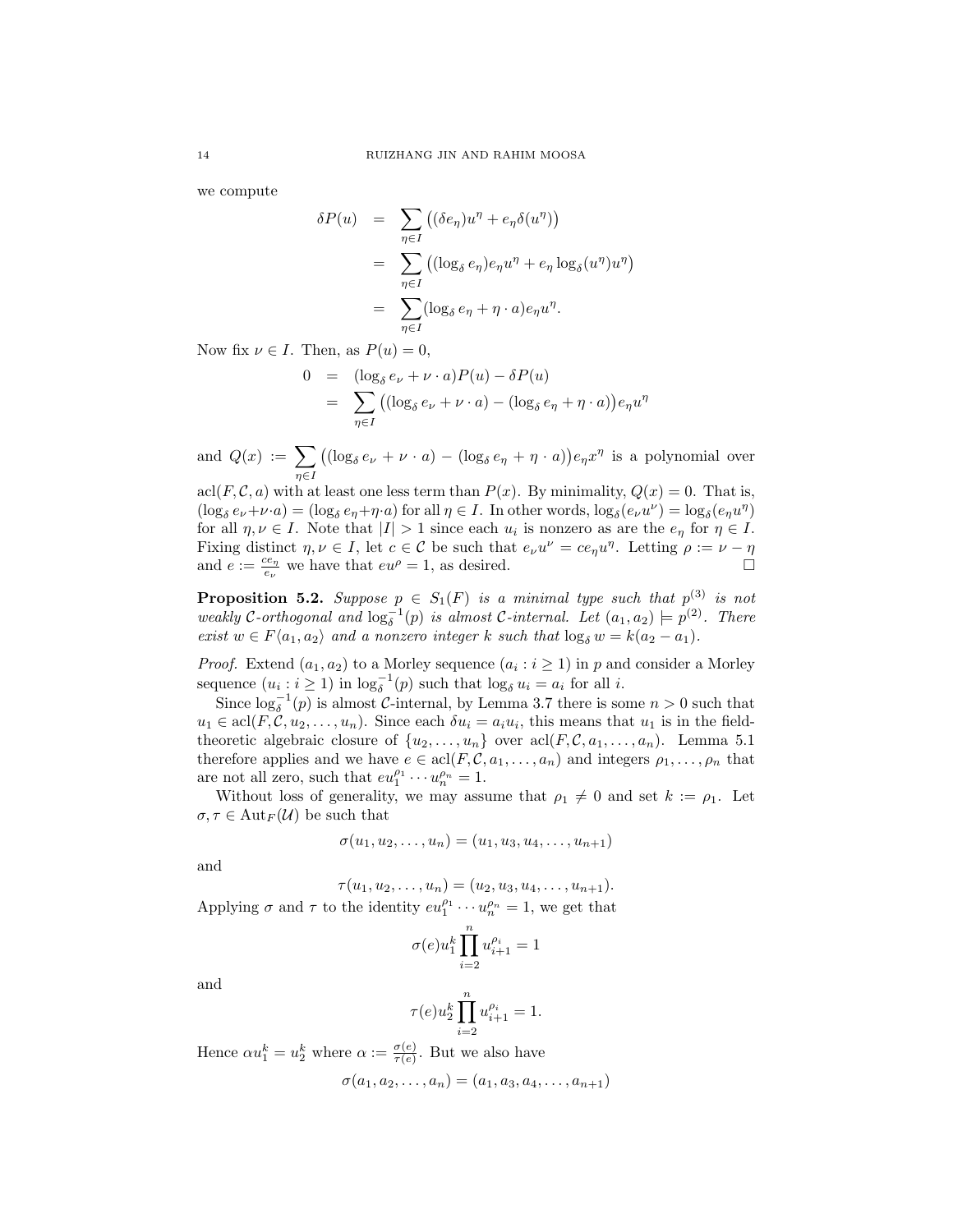we compute

$$
\begin{aligned}
\delta P(u) &= \sum_{\eta\in I}\big((\delta e_\eta)u^\eta + e_\eta\delta(u^\eta)\big)\\
&= \sum_{\eta\in I}\big((\log_\delta e_\eta)e_\eta u^\eta + e_\eta \log_\delta(u^\eta)u^\eta\big)\\
&= \sum_{\eta\in I}(\log_\delta e_\eta + \eta\cdot a)e_\eta u^\eta.
\end{aligned}
$$

Now fix $\nu \in I$. Then, as $P(u) = 0$,

$$
\begin{aligned}
0 &= (\log_\delta e_\nu + \nu\cdot a)P(u) - \delta P(u)\\
&= \sum_{\eta\in I}\big((\log_\delta e_\nu + \nu\cdot a) - (\log_\delta e_\eta + \eta\cdot a)\big)e_\eta u^\eta
\end{aligned}
$$

and $Q(x) := \sum_{\eta\in I}\big((\log_\delta e_\nu + \nu\cdot a) - (\log_\delta e_\eta + \eta\cdot a)\big)e_\eta x^\eta$ is a polynomial over $\operatorname{acl}(F, \mathcal{C}, a)$ with at least one less term than $P(x)$. By minimality, $Q(x) = 0$. That is, $(\log_\delta e_\nu + \nu\cdot a) = (\log_\delta e_\eta + \eta\cdot a)$ for all $\eta \in I$. In other words, $\log_\delta(e_\nu u^\nu) = \log_\delta(e_\eta u^\eta)$ for all $\eta, \nu \in I$. Note that $|I| > 1$ since each $u_i$ is nonzero as are the $e_\eta$ for $\eta \in I$. Fixing distinct $\eta, \nu \in I$, let $c \in \mathcal{C}$ be such that $e_\nu u^\nu = c e_\eta u^\eta$. Letting $\rho := \nu - \eta$ and $e := \frac{c e_\eta}{e_\nu}$ we have that $e u^\rho = 1$, as desired. ∎

**Proposition 5.2.** *Suppose $p \in S_1(F)$ is a minimal type such that $p^{(3)}$ is not weakly $\mathcal{C}$-orthogonal and $\log_\delta^{-1}(p)$ is almost $\mathcal{C}$-internal. Let $(a_1, a_2) \models p^{(2)}$. There exist $w \in F\langle a_1, a_2\rangle$ and a nonzero integer $k$ such that $\log_\delta w = k(a_2 - a_1)$.*

*Proof.* Extend $(a_1, a_2)$ to a Morley sequence $(a_i : i \geq 1)$ in $p$ and consider a Morley sequence $(u_i : i \geq 1)$ in $\log_\delta^{-1}(p)$ such that $\log_\delta u_i = a_i$ for all $i$.

Since $\log_\delta^{-1}(p)$ is almost $\mathcal{C}$-internal, by Lemma 3.7 there is some $n > 0$ such that $u_1 \in \operatorname{acl}(F, \mathcal{C}, u_2, \ldots, u_n)$. Since each $\delta u_i = a_i u_i$, this means that $u_1$ is in the field-theoretic algebraic closure of $\{u_2, \ldots, u_n\}$ over $\operatorname{acl}(F, \mathcal{C}, a_1, \ldots, a_n)$. Lemma 5.1 therefore applies and we have $e \in \operatorname{acl}(F, \mathcal{C}, a_1, \ldots, a_n)$ and integers $\rho_1, \ldots, \rho_n$ that are not all zero, such that $e u_1^{\rho_1} \cdots u_n^{\rho_n} = 1$.

Without loss of generality, we may assume that $\rho_1 \neq 0$ and set $k := \rho_1$. Let $\sigma, \tau \in \operatorname{Aut}_F(\mathcal{U})$ be such that

$$\sigma(u_1, u_2, \ldots, u_n) = (u_1, u_3, u_4, \ldots, u_{n+1})$$

and

$$\tau(u_1, u_2, \ldots, u_n) = (u_2, u_3, u_4, \ldots, u_{n+1}).$$

Applying $\sigma$ and $\tau$ to the identity $e u_1^{\rho_1} \cdots u_n^{\rho_n} = 1$, we get that

$$\sigma(e) u_1^k \prod_{i=2}^n u_{i+1}^{\rho_i} = 1$$

and

$$\tau(e) u_2^k \prod_{i=2}^n u_{i+1}^{\rho_i} = 1.$$

Hence $\alpha u_1^k = u_2^k$ where $\alpha := \frac{\sigma(e)}{\tau(e)}$. But we also have

$$\sigma(a_1, a_2, \ldots, a_n) = (a_1, a_3, a_4, \ldots, a_{n+1})$$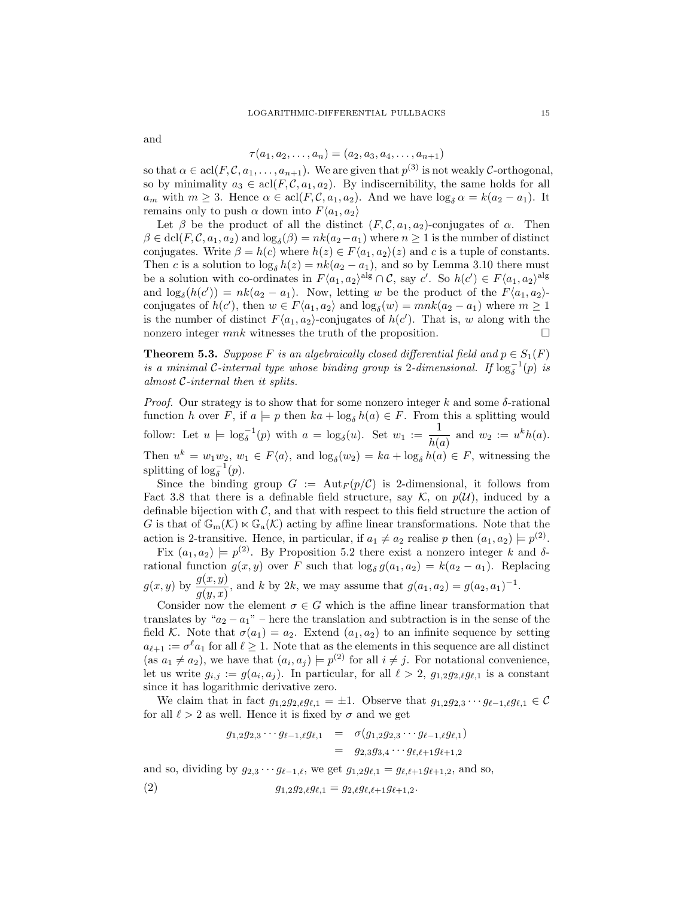and

$$\tau(a_1, a_2, \dots, a_n) = (a_2, a_3, a_4, \dots, a_{n+1})$$

so that $\alpha \in \operatorname{acl}(F, \mathcal{C}, a_1, \dots, a_{n+1})$. We are given that $p^{(3)}$ is not weakly $\mathcal{C}$-orthogonal, so by minimality $a_3 \in \operatorname{acl}(F, \mathcal{C}, a_1, a_2)$. By indiscernibility, the same holds for all $a_m$ with $m \geq 3$. Hence $\alpha \in \operatorname{acl}(F, \mathcal{C}, a_1, a_2)$. And we have $\log_\delta \alpha = k(a_2 - a_1)$. It remains only to push $\alpha$ down into $F\langle a_1, a_2 \rangle$

Let $\beta$ be the product of all the distinct $(F, \mathcal{C}, a_1, a_2)$-conjugates of $\alpha$. Then $\beta \in \operatorname{dcl}(F, \mathcal{C}, a_1, a_2)$ and $\log_\delta(\beta) = nk(a_2 - a_1)$ where $n \geq 1$ is the number of distinct conjugates. Write $\beta = h(c)$ where $h(z) \in F\langle a_1, a_2 \rangle(z)$ and $c$ is a tuple of constants. Then $c$ is a solution to $\log_\delta h(z) = nk(a_2 - a_1)$, and so by Lemma 3.10 there must be a solution with co-ordinates in $F\langle a_1, a_2 \rangle^{\mathrm{alg}} \cap \mathcal{C}$, say $c'$. So $h(c') \in F\langle a_1, a_2 \rangle^{\mathrm{alg}}$ and $\log_\delta(h(c')) = nk(a_2 - a_1)$. Now, letting $w$ be the product of the $F\langle a_1, a_2 \rangle$-conjugates of $h(c')$, then $w \in F\langle a_1, a_2 \rangle$ and $\log_\delta(w) = mnk(a_2 - a_1)$ where $m \geq 1$ is the number of distinct $F\langle a_1, a_2 \rangle$-conjugates of $h(c')$. That is, $w$ along with the nonzero integer $mnk$ witnesses the truth of the proposition. □

**Theorem 5.3.** *Suppose $F$ is an algebraically closed differential field and $p \in S_1(F)$ is a minimal $\mathcal{C}$-internal type whose binding group is 2-dimensional. If $\log_\delta^{-1}(p)$ is almost $\mathcal{C}$-internal then it splits.*

*Proof.* Our strategy is to show that for some nonzero integer $k$ and some $\delta$-rational function $h$ over $F$, if $a \models p$ then $ka + \log_\delta h(a) \in F$. From this a splitting would follow: Let $u \models \log_\delta^{-1}(p)$ with $a = \log_\delta(u)$. Set $w_1 := \dfrac{1}{h(a)}$ and $w_2 := u^k h(a)$. Then $u^k = w_1 w_2$, $w_1 \in F\langle a \rangle$, and $\log_\delta(w_2) = ka + \log_\delta h(a) \in F$, witnessing the splitting of $\log_\delta^{-1}(p)$.

Since the binding group $G := \operatorname{Aut}_F(p/\mathcal{C})$ is 2-dimensional, it follows from Fact 3.8 that there is a definable field structure, say $\mathcal{K}$, on $p(\mathcal{U})$, induced by a definable bijection with $\mathcal{C}$, and that with respect to this field structure the action of $G$ is that of $\mathbb{G}_{\mathrm{m}}(\mathcal{K}) \ltimes \mathbb{G}_{\mathrm{a}}(\mathcal{K})$ acting by affine linear transformations. Note that the action is 2-transitive. Hence, in particular, if $a_1 \neq a_2$ realise $p$ then $(a_1, a_2) \models p^{(2)}$.

Fix $(a_1, a_2) \models p^{(2)}$. By Proposition 5.2 there exist a nonzero integer $k$ and $\delta$-rational function $g(x, y)$ over $F$ such that $\log_\delta g(a_1, a_2) = k(a_2 - a_1)$. Replacing $g(x, y)$ by $\dfrac{g(x, y)}{g(y, x)}$, and $k$ by $2k$, we may assume that $g(a_1, a_2) = g(a_2, a_1)^{-1}$.

Consider now the element $\sigma \in G$ which is the affine linear transformation that translates by "$a_2 - a_1$" – here the translation and subtraction is in the sense of the field $\mathcal{K}$. Note that $\sigma(a_1) = a_2$. Extend $(a_1, a_2)$ to an infinite sequence by setting $a_{\ell+1} := \sigma^\ell a_1$ for all $\ell \geq 1$. Note that as the elements in this sequence are all distinct (as $a_1 \neq a_2$), we have that $(a_i, a_j) \models p^{(2)}$ for all $i \neq j$. For notational convenience, let us write $g_{i,j} := g(a_i, a_j)$. In particular, for all $\ell > 2$, $g_{1,2} g_{2,\ell} g_{\ell,1}$ is a constant since it has logarithmic derivative zero.

We claim that in fact $g_{1,2} g_{2,\ell} g_{\ell,1} = \pm 1$. Observe that $g_{1,2} g_{2,3} \cdots g_{\ell-1,\ell} g_{\ell,1} \in \mathcal{C}$ for all $\ell > 2$ as well. Hence it is fixed by $\sigma$ and we get

$$\begin{aligned} g_{1,2} g_{2,3} \cdots g_{\ell-1,\ell} g_{\ell,1} &= \sigma(g_{1,2} g_{2,3} \cdots g_{\ell-1,\ell} g_{\ell,1}) \\ &= g_{2,3} g_{3,4} \cdots g_{\ell,\ell+1} g_{\ell+1,2} \end{aligned}$$

and so, dividing by $g_{2,3} \cdots g_{\ell-1,\ell}$, we get $g_{1,2} g_{\ell,1} = g_{\ell,\ell+1} g_{\ell+1,2}$, and so,

$$g_{1,2} g_{2,\ell} g_{\ell,1} = g_{2,\ell} g_{\ell,\ell+1} g_{\ell+1,2}. \tag{2}$$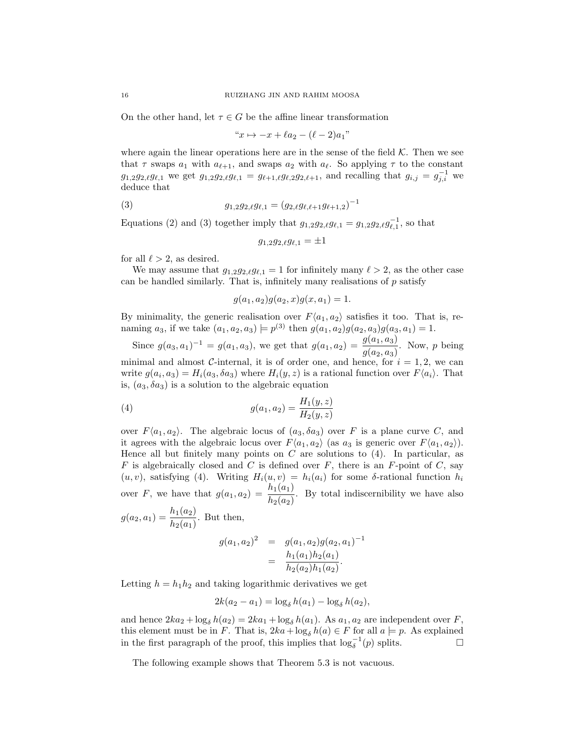On the other hand, let $\tau \in G$ be the affine linear transformation

$$\text{“}x \mapsto -x + \ell a_2 - (\ell-2)a_1\text{”}$$

where again the linear operations here are in the sense of the field $\mathcal{K}$. Then we see that $\tau$ swaps $a_1$ with $a_{\ell+1}$, and swaps $a_2$ with $a_\ell$. So applying $\tau$ to the constant $g_{1,2}g_{2,\ell}g_{\ell,1}$ we get $g_{1,2}g_{2,\ell}g_{\ell,1} = g_{\ell+1,\ell}g_{\ell,2}g_{2,\ell+1}$, and recalling that $g_{i,j} = g_{j,i}^{-1}$ we deduce that

$$g_{1,2}g_{2,\ell}g_{\ell,1} = (g_{2,\ell}g_{\ell,\ell+1}g_{\ell+1,2})^{-1} \tag{3}$$

Equations (2) and (3) together imply that $g_{1,2}g_{2,\ell}g_{\ell,1} = g_{1,2}g_{2,\ell}g_{\ell,1}^{-1}$, so that

$$g_{1,2}g_{2,\ell}g_{\ell,1} = \pm 1$$

for all $\ell > 2$, as desired.

We may assume that $g_{1,2}g_{2,\ell}g_{\ell,1} = 1$ for infinitely many $\ell > 2$, as the other case can be handled similarly. That is, infinitely many realisations of $p$ satisfy

$$g(a_1,a_2)g(a_2,x)g(x,a_1) = 1.$$

By minimality, the generic realisation over $F\langle a_1,a_2\rangle$ satisfies it too. That is, renaming $a_3$, if we take $(a_1,a_2,a_3) \models p^{(3)}$ then $g(a_1,a_2)g(a_2,a_3)g(a_3,a_1) = 1$.

Since $g(a_3,a_1)^{-1} = g(a_1,a_3)$, we get that $g(a_1,a_2) = \dfrac{g(a_1,a_3)}{g(a_2,a_3)}$. Now, $p$ being minimal and almost $\mathcal{C}$-internal, it is of order one, and hence, for $i = 1,2$, we can write $g(a_i,a_3) = H_i(a_3,\delta a_3)$ where $H_i(y,z)$ is a rational function over $F\langle a_i\rangle$. That is, $(a_3,\delta a_3)$ is a solution to the algebraic equation

$$g(a_1,a_2) = \frac{H_1(y,z)}{H_2(y,z)} \tag{4}$$

over $F\langle a_1,a_2\rangle$. The algebraic locus of $(a_3,\delta a_3)$ over $F$ is a plane curve $C$, and it agrees with the algebraic locus over $F\langle a_1,a_2\rangle$ (as $a_3$ is generic over $F\langle a_1,a_2\rangle$). Hence all but finitely many points on $C$ are solutions to (4). In particular, as $F$ is algebraically closed and $C$ is defined over $F$, there is an $F$-point of $C$, say $(u,v)$, satisfying (4). Writing $H_i(u,v) = h_i(a_i)$ for some $\delta$-rational function $h_i$ over $F$, we have that $g(a_1,a_2) = \dfrac{h_1(a_1)}{h_2(a_2)}$. By total indiscernibility we have also $g(a_2,a_1) = \dfrac{h_1(a_2)}{h_2(a_1)}$. But then,

$$\begin{aligned} g(a_1,a_2)^2 &= g(a_1,a_2)g(a_2,a_1)^{-1} \\ &= \frac{h_1(a_1)h_2(a_1)}{h_2(a_2)h_1(a_2)}. \end{aligned}$$

Letting $h = h_1h_2$ and taking logarithmic derivatives we get

$$2k(a_2 - a_1) = \log_\delta h(a_1) - \log_\delta h(a_2),$$

and hence $2ka_2 + \log_\delta h(a_2) = 2ka_1 + \log_\delta h(a_1)$. As $a_1, a_2$ are independent over $F$, this element must be in $F$. That is, $2ka + \log_\delta h(a) \in F$ for all $a \models p$. As explained in the first paragraph of the proof, this implies that $\log_\delta^{-1}(p)$ splits. $\square$

The following example shows that Theorem 5.3 is not vacuous.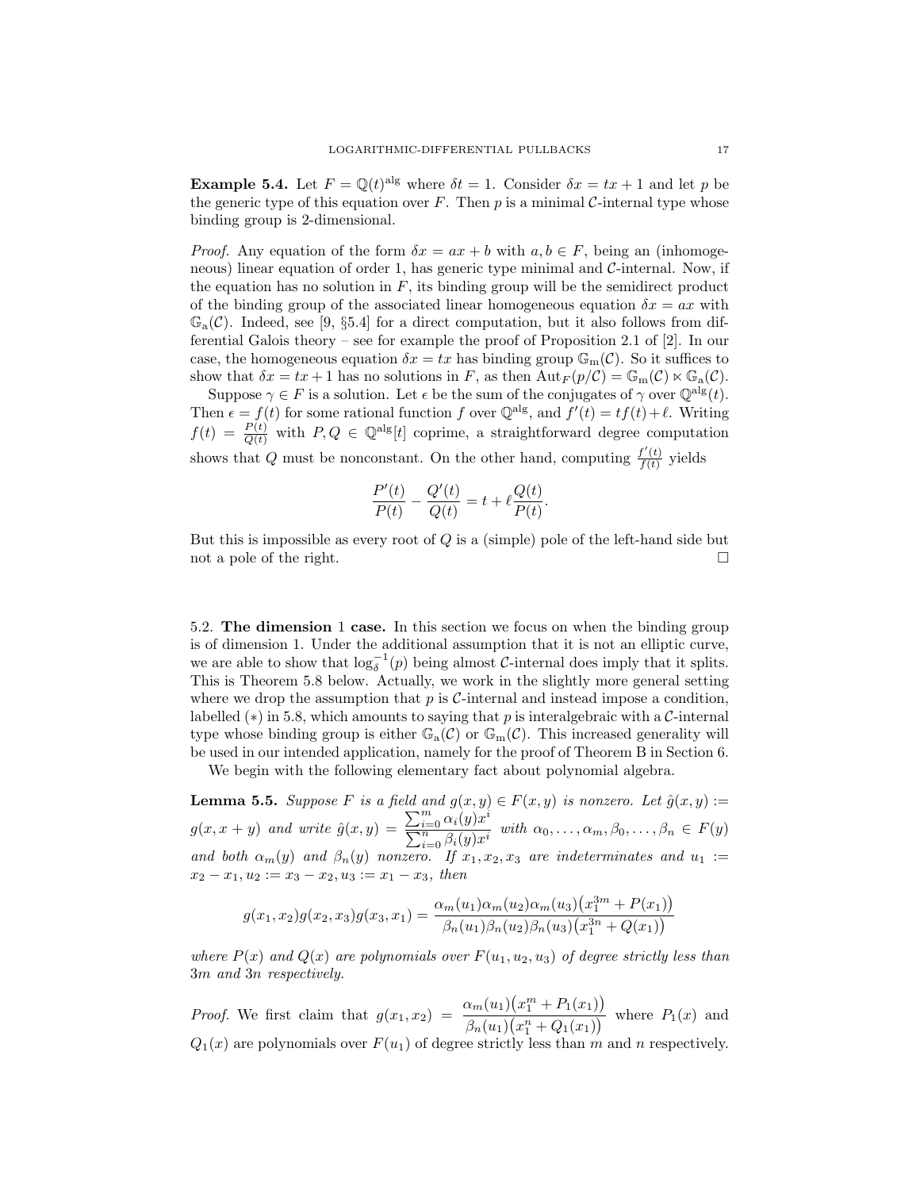**Example 5.4.** Let $F = \mathbb{Q}(t)^{\text{alg}}$ where $\delta t = 1$. Consider $\delta x = tx + 1$ and let $p$ be the generic type of this equation over $F$. Then $p$ is a minimal $\mathcal{C}$-internal type whose binding group is 2-dimensional.

*Proof.* Any equation of the form $\delta x = ax + b$ with $a, b \in F$, being an (inhomogeneous) linear equation of order 1, has generic type minimal and $\mathcal{C}$-internal. Now, if the equation has no solution in $F$, its binding group will be the semidirect product of the binding group of the associated linear homogeneous equation $\delta x = ax$ with $\mathbb{G}_{\text{a}}(\mathcal{C})$. Indeed, see [9, §5.4] for a direct computation, but it also follows from differential Galois theory – see for example the proof of Proposition 2.1 of [2]. In our case, the homogeneous equation $\delta x = tx$ has binding group $\mathbb{G}_{\text{m}}(\mathcal{C})$. So it suffices to show that $\delta x = tx + 1$ has no solutions in $F$, as then $\text{Aut}_F(p/\mathcal{C}) = \mathbb{G}_{\text{m}}(\mathcal{C}) \ltimes \mathbb{G}_{\text{a}}(\mathcal{C})$.

Suppose $\gamma \in F$ is a solution. Let $\epsilon$ be the sum of the conjugates of $\gamma$ over $\mathbb{Q}^{\text{alg}}(t)$. Then $\epsilon = f(t)$ for some rational function $f$ over $\mathbb{Q}^{\text{alg}}$, and $f'(t) = tf(t) + \ell$. Writing $f(t) = \frac{P(t)}{Q(t)}$ with $P, Q \in \mathbb{Q}^{\text{alg}}[t]$ coprime, a straightforward degree computation shows that $Q$ must be nonconstant. On the other hand, computing $\frac{f'(t)}{f(t)}$ yields

$$\frac{P'(t)}{P(t)} - \frac{Q'(t)}{Q(t)} = t + \ell \frac{Q(t)}{P(t)}.$$

But this is impossible as every root of $Q$ is a (simple) pole of the left-hand side but not a pole of the right. $\square$

## 5.2. The dimension 1 case.

In this section we focus on when the binding group is of dimension 1. Under the additional assumption that it is not an elliptic curve, we are able to show that $\log_\delta^{-1}(p)$ being almost $\mathcal{C}$-internal does imply that it splits. This is Theorem 5.8 below. Actually, we work in the slightly more general setting where we drop the assumption that $p$ is $\mathcal{C}$-internal and instead impose a condition, labelled $(*)$ in 5.8, which amounts to saying that $p$ is interalgebraic with a $\mathcal{C}$-internal type whose binding group is either $\mathbb{G}_{\text{a}}(\mathcal{C})$ or $\mathbb{G}_{\text{m}}(\mathcal{C})$. This increased generality will be used in our intended application, namely for the proof of Theorem B in Section 6.

We begin with the following elementary fact about polynomial algebra.

**Lemma 5.5.** *Suppose $F$ is a field and $g(x, y) \in F(x, y)$ is nonzero. Let $\hat{g}(x, y) := g(x, x + y)$ and write $\hat{g}(x, y) = \dfrac{\sum_{i=0}^{m} \alpha_i(y) x^i}{\sum_{i=0}^{n} \beta_i(y) x^i}$ with $\alpha_0, \ldots, \alpha_m, \beta_0, \ldots, \beta_n \in F(y)$ and both $\alpha_m(y)$ and $\beta_n(y)$ nonzero. If $x_1, x_2, x_3$ are indeterminates and $u_1 := x_2 - x_1, u_2 := x_3 - x_2, u_3 := x_1 - x_3$, then*

$$g(x_1, x_2) g(x_2, x_3) g(x_3, x_1) = \frac{\alpha_m(u_1)\alpha_m(u_2)\alpha_m(u_3)\big(x_1^{3m} + P(x_1)\big)}{\beta_n(u_1)\beta_n(u_2)\beta_n(u_3)\big(x_1^{3n} + Q(x_1)\big)}$$

*where $P(x)$ and $Q(x)$ are polynomials over $F(u_1, u_2, u_3)$ of degree strictly less than $3m$ and $3n$ respectively.*

*Proof.* We first claim that $g(x_1, x_2) = \dfrac{\alpha_m(u_1)\big(x_1^m + P_1(x_1)\big)}{\beta_n(u_1)\big(x_1^n + Q_1(x_1)\big)}$ where $P_1(x)$ and $Q_1(x)$ are polynomials over $F(u_1)$ of degree strictly less than $m$ and $n$ respectively.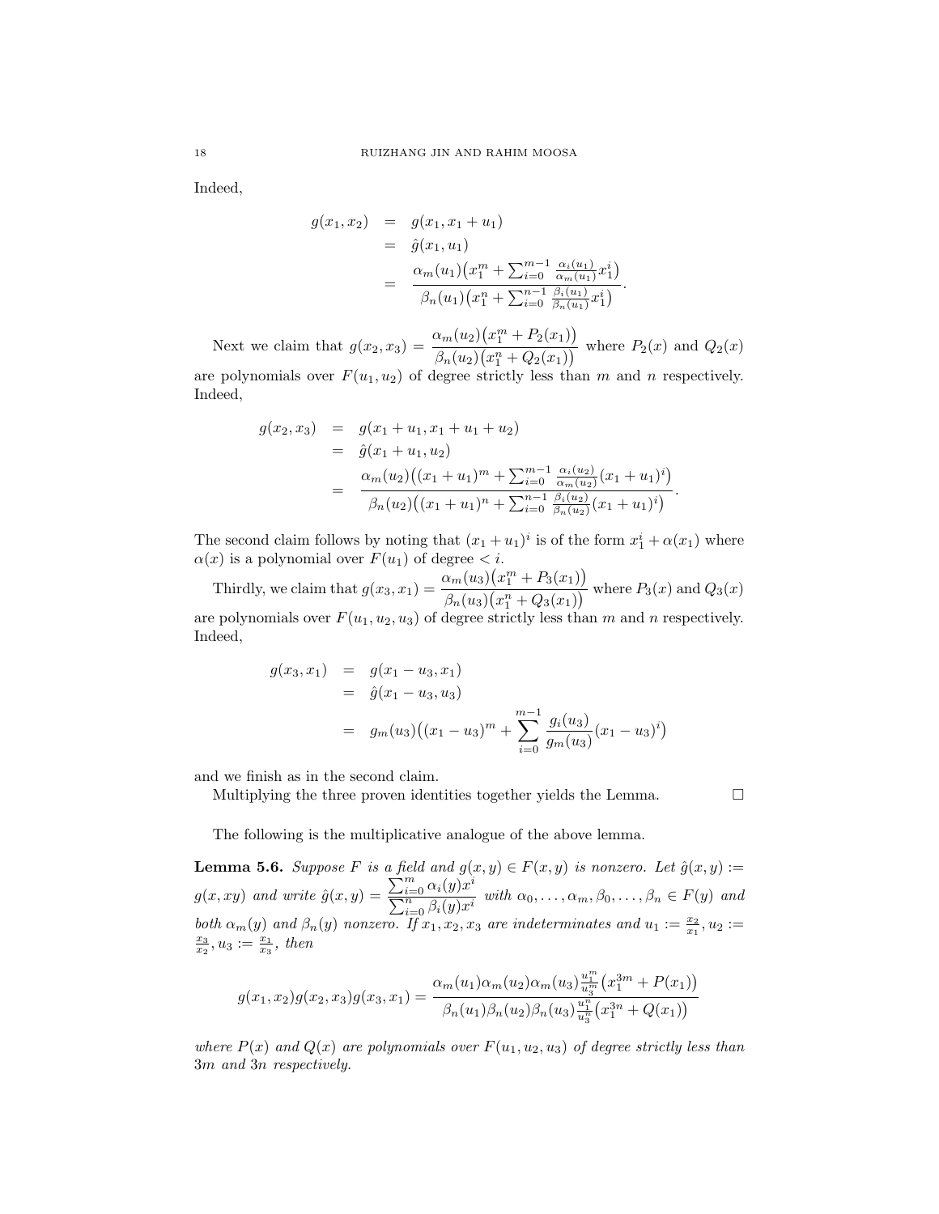Indeed,

$$
\begin{aligned}
g(x_1,x_2) &= g(x_1,x_1+u_1)\\
&= \hat{g}(x_1,u_1)\\
&= \frac{\alpha_m(u_1)\big(x_1^m+\sum_{i=0}^{m-1}\frac{\alpha_i(u_1)}{\alpha_m(u_1)}x_1^i\big)}{\beta_n(u_1)\big(x_1^n+\sum_{i=0}^{n-1}\frac{\beta_i(u_1)}{\beta_n(u_1)}x_1^i\big)}.
\end{aligned}
$$

Next we claim that $g(x_2,x_3)=\dfrac{\alpha_m(u_2)\big(x_1^m+P_2(x_1)\big)}{\beta_n(u_2)\big(x_1^n+Q_2(x_1)\big)}$ where $P_2(x)$ and $Q_2(x)$ are polynomials over $F(u_1,u_2)$ of degree strictly less than $m$ and $n$ respectively. Indeed,

$$
\begin{aligned}
g(x_2,x_3) &= g(x_1+u_1,x_1+u_1+u_2)\\
&= \hat{g}(x_1+u_1,u_2)\\
&= \frac{\alpha_m(u_2)\big((x_1+u_1)^m+\sum_{i=0}^{m-1}\frac{\alpha_i(u_2)}{\alpha_m(u_2)}(x_1+u_1)^i\big)}{\beta_n(u_2)\big((x_1+u_1)^n+\sum_{i=0}^{n-1}\frac{\beta_i(u_2)}{\beta_n(u_2)}(x_1+u_1)^i\big)}.
\end{aligned}
$$

The second claim follows by noting that $(x_1+u_1)^i$ is of the form $x_1^i+\alpha(x_1)$ where $\alpha(x)$ is a polynomial over $F(u_1)$ of degree $<i$.

Thirdly, we claim that $g(x_3,x_1)=\dfrac{\alpha_m(u_3)\big(x_1^m+P_3(x_1)\big)}{\beta_n(u_3)\big(x_1^n+Q_3(x_1)\big)}$ where $P_3(x)$ and $Q_3(x)$ are polynomials over $F(u_1,u_2,u_3)$ of degree strictly less than $m$ and $n$ respectively. Indeed,

$$
\begin{aligned}
g(x_3,x_1) &= g(x_1-u_3,x_1)\\
&= \hat{g}(x_1-u_3,u_3)\\
&= g_m(u_3)\big((x_1-u_3)^m+\sum_{i=0}^{m-1}\frac{g_i(u_3)}{g_m(u_3)}(x_1-u_3)^i\big)
\end{aligned}
$$

and we finish as in the second claim.

Multiplying the three proven identities together yields the Lemma. $\square$

The following is the multiplicative analogue of the above lemma.

**Lemma 5.6.** *Suppose $F$ is a field and $g(x,y)\in F(x,y)$ is nonzero. Let $\hat{g}(x,y):=g(x,xy)$ and write $\hat{g}(x,y)=\dfrac{\sum_{i=0}^{m}\alpha_i(y)x^i}{\sum_{i=0}^{n}\beta_i(y)x^i}$ with $\alpha_0,\dots,\alpha_m,\beta_0,\dots,\beta_n\in F(y)$ and both $\alpha_m(y)$ and $\beta_n(y)$ nonzero. If $x_1,x_2,x_3$ are indeterminates and $u_1:=\frac{x_2}{x_1}, u_2:=\frac{x_3}{x_2}, u_3:=\frac{x_1}{x_3}$, then*

$$
g(x_1,x_2)g(x_2,x_3)g(x_3,x_1)=\frac{\alpha_m(u_1)\alpha_m(u_2)\alpha_m(u_3)\frac{u_1^m}{u_3^m}\big(x_1^{3m}+P(x_1)\big)}{\beta_n(u_1)\beta_n(u_2)\beta_n(u_3)\frac{u_1^n}{u_3^n}\big(x_1^{3n}+Q(x_1)\big)}
$$

*where $P(x)$ and $Q(x)$ are polynomials over $F(u_1,u_2,u_3)$ of degree strictly less than $3m$ and $3n$ respectively.*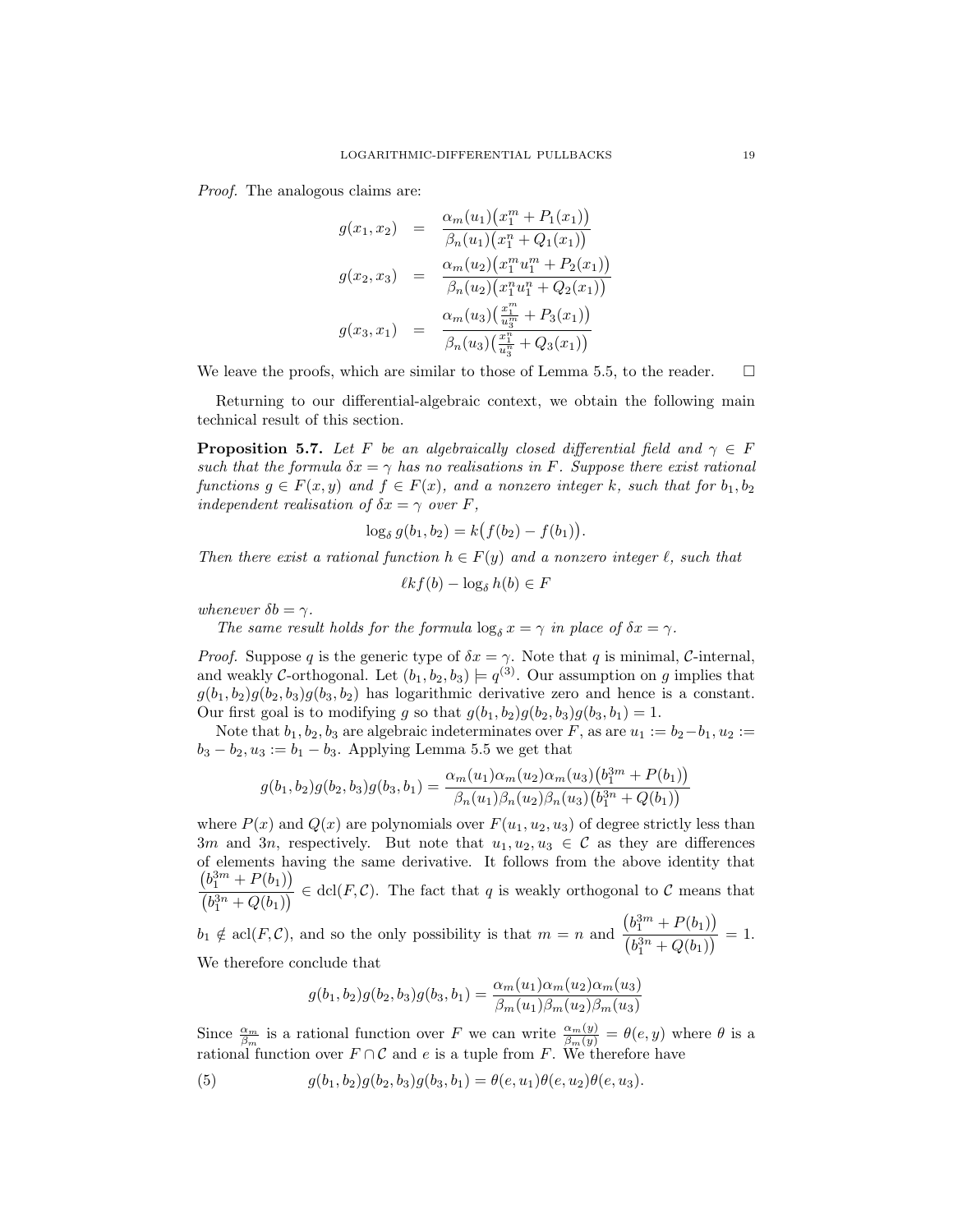*Proof.* The analogous claims are:

$$
\begin{aligned}
g(x_1, x_2) &= \frac{\alpha_m(u_1)\big(x_1^m + P_1(x_1)\big)}{\beta_n(u_1)\big(x_1^n + Q_1(x_1)\big)} \\
g(x_2, x_3) &= \frac{\alpha_m(u_2)\big(x_1^m u_1^m + P_2(x_1)\big)}{\beta_n(u_2)\big(x_1^n u_1^n + Q_2(x_1)\big)} \\
g(x_3, x_1) &= \frac{\alpha_m(u_3)\big(\frac{x_1^m}{u_3^m} + P_3(x_1)\big)}{\beta_n(u_3)\big(\frac{x_1^n}{u_3^n} + Q_3(x_1)\big)}
\end{aligned}
$$

We leave the proofs, which are similar to those of Lemma 5.5, to the reader. □

Returning to our differential-algebraic context, we obtain the following main technical result of this section.

**Proposition 5.7.** *Let $F$ be an algebraically closed differential field and $\gamma \in F$ such that the formula $\delta x = \gamma$ has no realisations in $F$. Suppose there exist rational functions $g \in F(x, y)$ and $f \in F(x)$, and a nonzero integer $k$, such that for $b_1, b_2$ independent realisation of $\delta x = \gamma$ over $F$,*

$$\log_\delta g(b_1, b_2) = k\big(f(b_2) - f(b_1)\big).$$

*Then there exist a rational function $h \in F(y)$ and a nonzero integer $\ell$, such that*

$$\ell k f(b) - \log_\delta h(b) \in F$$

*whenever $\delta b = \gamma$.*

*The same result holds for the formula $\log_\delta x = \gamma$ in place of $\delta x = \gamma$.*

*Proof.* Suppose $q$ is the generic type of $\delta x = \gamma$. Note that $q$ is minimal, $\mathcal{C}$-internal, and weakly $\mathcal{C}$-orthogonal. Let $(b_1, b_2, b_3) \models q^{(3)}$. Our assumption on $g$ implies that $g(b_1, b_2)g(b_2, b_3)g(b_3, b_2)$ has logarithmic derivative zero and hence is a constant. Our first goal is to modifying $g$ so that $g(b_1, b_2)g(b_2, b_3)g(b_3, b_1) = 1$.

Note that $b_1, b_2, b_3$ are algebraic indeterminates over $F$, as are $u_1 := b_2 - b_1, u_2 := b_3 - b_2, u_3 := b_1 - b_3$. Applying Lemma 5.5 we get that

$$g(b_1, b_2)g(b_2, b_3)g(b_3, b_1) = \frac{\alpha_m(u_1)\alpha_m(u_2)\alpha_m(u_3)\big(b_1^{3m} + P(b_1)\big)}{\beta_n(u_1)\beta_n(u_2)\beta_n(u_3)\big(b_1^{3n} + Q(b_1)\big)}$$

where $P(x)$ and $Q(x)$ are polynomials over $F(u_1, u_2, u_3)$ of degree strictly less than $3m$ and $3n$, respectively. But note that $u_1, u_2, u_3 \in \mathcal{C}$ as they are differences of elements having the same derivative. It follows from the above identity that $\dfrac{\big(b_1^{3m} + P(b_1)\big)}{\big(b_1^{3n} + Q(b_1)\big)} \in \operatorname{dcl}(F, \mathcal{C})$. The fact that $q$ is weakly orthogonal to $\mathcal{C}$ means that $b_1 \notin \operatorname{acl}(F, \mathcal{C})$, and so the only possibility is that $m = n$ and $\dfrac{\big(b_1^{3m} + P(b_1)\big)}{\big(b_1^{3n} + Q(b_1)\big)} = 1$. We therefore conclude that

$$g(b_1, b_2)g(b_2, b_3)g(b_3, b_1) = \frac{\alpha_m(u_1)\alpha_m(u_2)\alpha_m(u_3)}{\beta_m(u_1)\beta_m(u_2)\beta_m(u_3)}$$

Since $\frac{\alpha_m}{\beta_m}$ is a rational function over $F$ we can write $\frac{\alpha_m(y)}{\beta_m(y)} = \theta(e, y)$ where $\theta$ is a rational function over $F \cap \mathcal{C}$ and $e$ is a tuple from $F$. We therefore have

$$g(b_1, b_2)g(b_2, b_3)g(b_3, b_1) = \theta(e, u_1)\theta(e, u_2)\theta(e, u_3). \tag{5}$$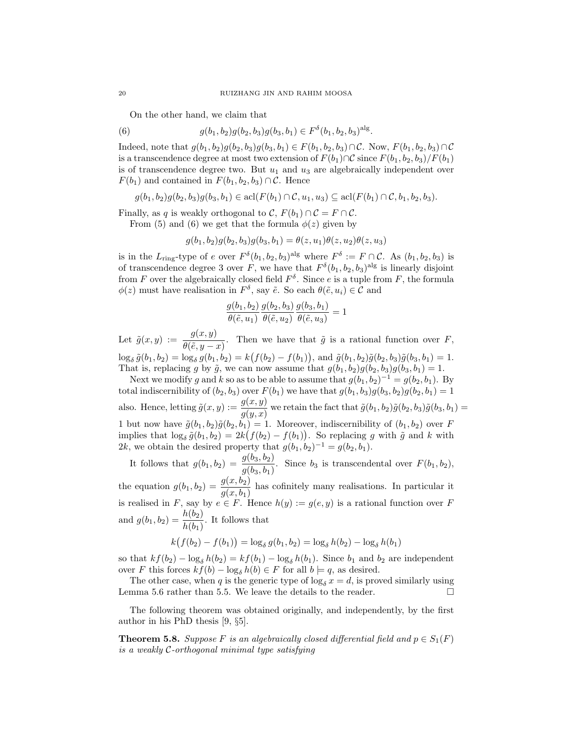On the other hand, we claim that

$$g(b_1,b_2)g(b_2,b_3)g(b_3,b_1) \in F^\delta(b_1,b_2,b_3)^{\mathrm{alg}}. \tag{6}$$

Indeed, note that $g(b_1,b_2)g(b_2,b_3)g(b_3,b_1) \in F(b_1,b_2,b_3) \cap \mathcal{C}$. Now, $F(b_1,b_2,b_3)\cap\mathcal{C}$ is a transcendence degree at most two extension of $F(b_1)\cap\mathcal{C}$ since $F(b_1,b_2,b_3)/F(b_1)$ is of transcendence degree two. But $u_1$ and $u_3$ are algebraically independent over $F(b_1)$ and contained in $F(b_1,b_2,b_3)\cap\mathcal{C}$. Hence

$$g(b_1,b_2)g(b_2,b_3)g(b_3,b_1) \in \mathrm{acl}(F(b_1)\cap\mathcal{C}, u_1, u_3) \subseteq \mathrm{acl}(F(b_1)\cap\mathcal{C}, b_1, b_2, b_3).$$

Finally, as $q$ is weakly orthogonal to $\mathcal{C}$, $F(b_1)\cap\mathcal{C} = F\cap\mathcal{C}$.

From (5) and (6) we get that the formula $\phi(z)$ given by

$$g(b_1,b_2)g(b_2,b_3)g(b_3,b_1) = \theta(z,u_1)\theta(z,u_2)\theta(z,u_3)$$

is in the $L_{\mathrm{ring}}$-type of $e$ over $F^\delta(b_1,b_2,b_3)^{\mathrm{alg}}$ where $F^\delta := F\cap\mathcal{C}$. As $(b_1,b_2,b_3)$ is of transcendence degree 3 over $F$, we have that $F^\delta(b_1,b_2,b_3)^{\mathrm{alg}}$ is linearly disjoint from $F$ over the algebraically closed field $F^\delta$. Since $e$ is a tuple from $F$, the formula $\phi(z)$ must have realisation in $F^\delta$, say $\tilde{e}$. So each $\theta(\tilde{e},u_i)\in\mathcal{C}$ and

$$\frac{g(b_1,b_2)}{\theta(\tilde{e},u_1)}\frac{g(b_2,b_3)}{\theta(\tilde{e},u_2)}\frac{g(b_3,b_1)}{\theta(\tilde{e},u_3)} = 1$$

Let $\tilde{g}(x,y) := \dfrac{g(x,y)}{\theta(\tilde{e},y-x)}$. Then we have that $\tilde{g}$ is a rational function over $F$, $\log_\delta \tilde{g}(b_1,b_2) = \log_\delta g(b_1,b_2) = k\big(f(b_2)-f(b_1)\big)$, and $\tilde{g}(b_1,b_2)\tilde{g}(b_2,b_3)\tilde{g}(b_3,b_1) = 1$. That is, replacing $g$ by $\tilde{g}$, we can now assume that $g(b_1,b_2)g(b_2,b_3)g(b_3,b_1) = 1$.

Next we modify $g$ and $k$ so as to be able to assume that $g(b_1,b_2)^{-1} = g(b_2,b_1)$. By total indiscernibility of $(b_2,b_3)$ over $F(b_1)$ we have that $g(b_1,b_3)g(b_3,b_2)g(b_2,b_1) = 1$ also. Hence, letting $\tilde{g}(x,y) := \dfrac{g(x,y)}{g(y,x)}$ we retain the fact that $\tilde{g}(b_1,b_2)\tilde{g}(b_2,b_3)\tilde{g}(b_3,b_1) = 1$ but now have $\tilde{g}(b_1,b_2)\tilde{g}(b_2,b_1) = 1$. Moreover, indiscernibility of $(b_1,b_2)$ over $F$ implies that $\log_\delta \tilde{g}(b_1,b_2) = 2k\big(f(b_2)-f(b_1)\big)$. So replacing $g$ with $\tilde{g}$ and $k$ with $2k$, we obtain the desired property that $g(b_1,b_2)^{-1} = g(b_2,b_1)$.

It follows that $g(b_1,b_2) = \dfrac{g(b_3,b_2)}{g(b_3,b_1)}$. Since $b_3$ is transcendental over $F(b_1,b_2)$, the equation $g(b_1,b_2) = \dfrac{g(x,b_2)}{g(x,b_1)}$ has cofinitely many realisations. In particular it is realised in $F$, say by $e\in F$. Hence $h(y) := g(e,y)$ is a rational function over $F$ and $g(b_1,b_2) = \dfrac{h(b_2)}{h(b_1)}$. It follows that

$$k\big(f(b_2)-f(b_1)\big) = \log_\delta g(b_1,b_2) = \log_\delta h(b_2) - \log_\delta h(b_1)$$

so that $kf(b_2) - \log_\delta h(b_2) = kf(b_1) - \log_\delta h(b_1)$. Since $b_1$ and $b_2$ are independent over $F$ this forces $kf(b) - \log_\delta h(b) \in F$ for all $b \models q$, as desired.

The other case, when $q$ is the generic type of $\log_\delta x = d$, is proved similarly using Lemma 5.6 rather than 5.5. We leave the details to the reader. $\square$

The following theorem was obtained originally, and independently, by the first author in his PhD thesis [9, §5].

**Theorem 5.8.** *Suppose $F$ is an algebraically closed differential field and $p\in S_1(F)$ is a weakly $\mathcal{C}$-orthogonal minimal type satisfying*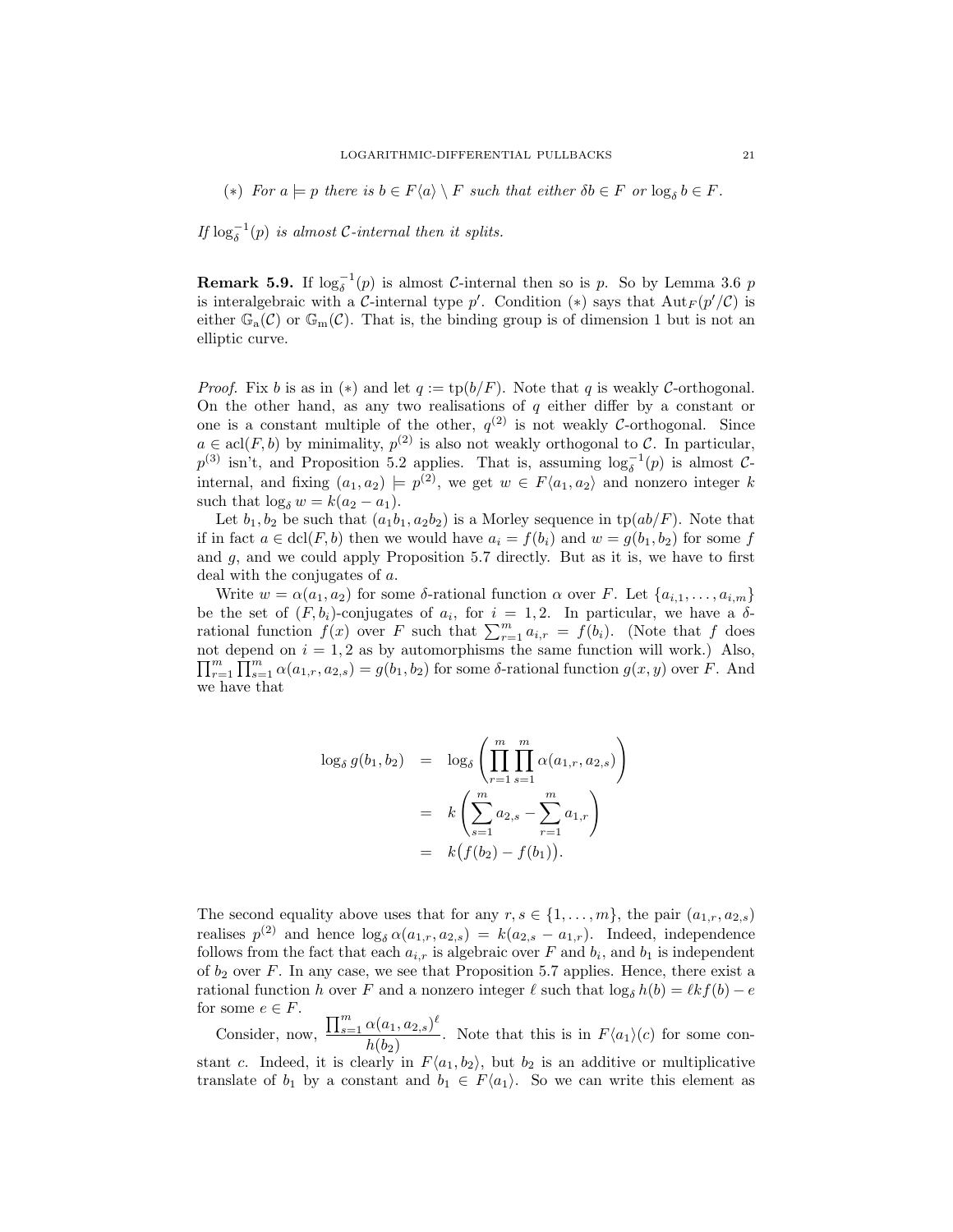($*$) *For $a \models p$ there is $b \in F\langle a\rangle \setminus F$ such that either $\delta b \in F$ or $\log_\delta b \in F$.*

*If $\log_\delta^{-1}(p)$ is almost $\mathcal{C}$-internal then it splits.*

**Remark 5.9.** If $\log_\delta^{-1}(p)$ is almost $\mathcal{C}$-internal then so is $p$. So by Lemma 3.6 $p$ is interalgebraic with a $\mathcal{C}$-internal type $p'$. Condition ($*$) says that $\operatorname{Aut}_F(p'/\mathcal{C})$ is either $\mathbb{G}_{\mathrm{a}}(\mathcal{C})$ or $\mathbb{G}_{\mathrm{m}}(\mathcal{C})$. That is, the binding group is of dimension 1 but is not an elliptic curve.

*Proof.* Fix $b$ is as in ($*$) and let $q := \operatorname{tp}(b/F)$. Note that $q$ is weakly $\mathcal{C}$-orthogonal. On the other hand, as any two realisations of $q$ either differ by a constant or one is a constant multiple of the other, $q^{(2)}$ is not weakly $\mathcal{C}$-orthogonal. Since $a \in \operatorname{acl}(F, b)$ by minimality, $p^{(2)}$ is also not weakly orthogonal to $\mathcal{C}$. In particular, $p^{(3)}$ isn't, and Proposition 5.2 applies. That is, assuming $\log_\delta^{-1}(p)$ is almost $\mathcal{C}$-internal, and fixing $(a_1, a_2) \models p^{(2)}$, we get $w \in F\langle a_1, a_2\rangle$ and nonzero integer $k$ such that $\log_\delta w = k(a_2 - a_1)$.

Let $b_1, b_2$ be such that $(a_1 b_1, a_2 b_2)$ is a Morley sequence in $\operatorname{tp}(ab/F)$. Note that if in fact $a \in \operatorname{dcl}(F, b)$ then we would have $a_i = f(b_i)$ and $w = g(b_1, b_2)$ for some $f$ and $g$, and we could apply Proposition 5.7 directly. But as it is, we have to first deal with the conjugates of $a$.

Write $w = \alpha(a_1, a_2)$ for some $\delta$-rational function $\alpha$ over $F$. Let $\{a_{i,1}, \ldots, a_{i,m}\}$ be the set of $(F, b_i)$-conjugates of $a_i$, for $i = 1, 2$. In particular, we have a $\delta$-rational function $f(x)$ over $F$ such that $\sum_{r=1}^m a_{i,r} = f(b_i)$. (Note that $f$ does not depend on $i = 1, 2$ as by automorphisms the same function will work.) Also, $\prod_{r=1}^m \prod_{s=1}^m \alpha(a_{1,r}, a_{2,s}) = g(b_1, b_2)$ for some $\delta$-rational function $g(x, y)$ over $F$. And we have that

$$
\begin{aligned}
\log_\delta g(b_1, b_2) &= \log_\delta \left( \prod_{r=1}^m \prod_{s=1}^m \alpha(a_{1,r}, a_{2,s}) \right) \\
&= k \left( \sum_{s=1}^m a_{2,s} - \sum_{r=1}^m a_{1,r} \right) \\
&= k\big(f(b_2) - f(b_1)\big).
\end{aligned}
$$

The second equality above uses that for any $r, s \in \{1, \ldots, m\}$, the pair $(a_{1,r}, a_{2,s})$ realises $p^{(2)}$ and hence $\log_\delta \alpha(a_{1,r}, a_{2,s}) = k(a_{2,s} - a_{1,r})$. Indeed, independence follows from the fact that each $a_{i,r}$ is algebraic over $F$ and $b_i$, and $b_1$ is independent of $b_2$ over $F$. In any case, we see that Proposition 5.7 applies. Hence, there exist a rational function $h$ over $F$ and a nonzero integer $\ell$ such that $\log_\delta h(b) = \ell k f(b) - e$ for some $e \in F$.

Consider, now, $\dfrac{\prod_{s=1}^m \alpha(a_1, a_{2,s})^\ell}{h(b_2)}$. Note that this is in $F\langle a_1\rangle(c)$ for some constant $c$. Indeed, it is clearly in $F\langle a_1, b_2\rangle$, but $b_2$ is an additive or multiplicative translate of $b_1$ by a constant and $b_1 \in F\langle a_1\rangle$. So we can write this element as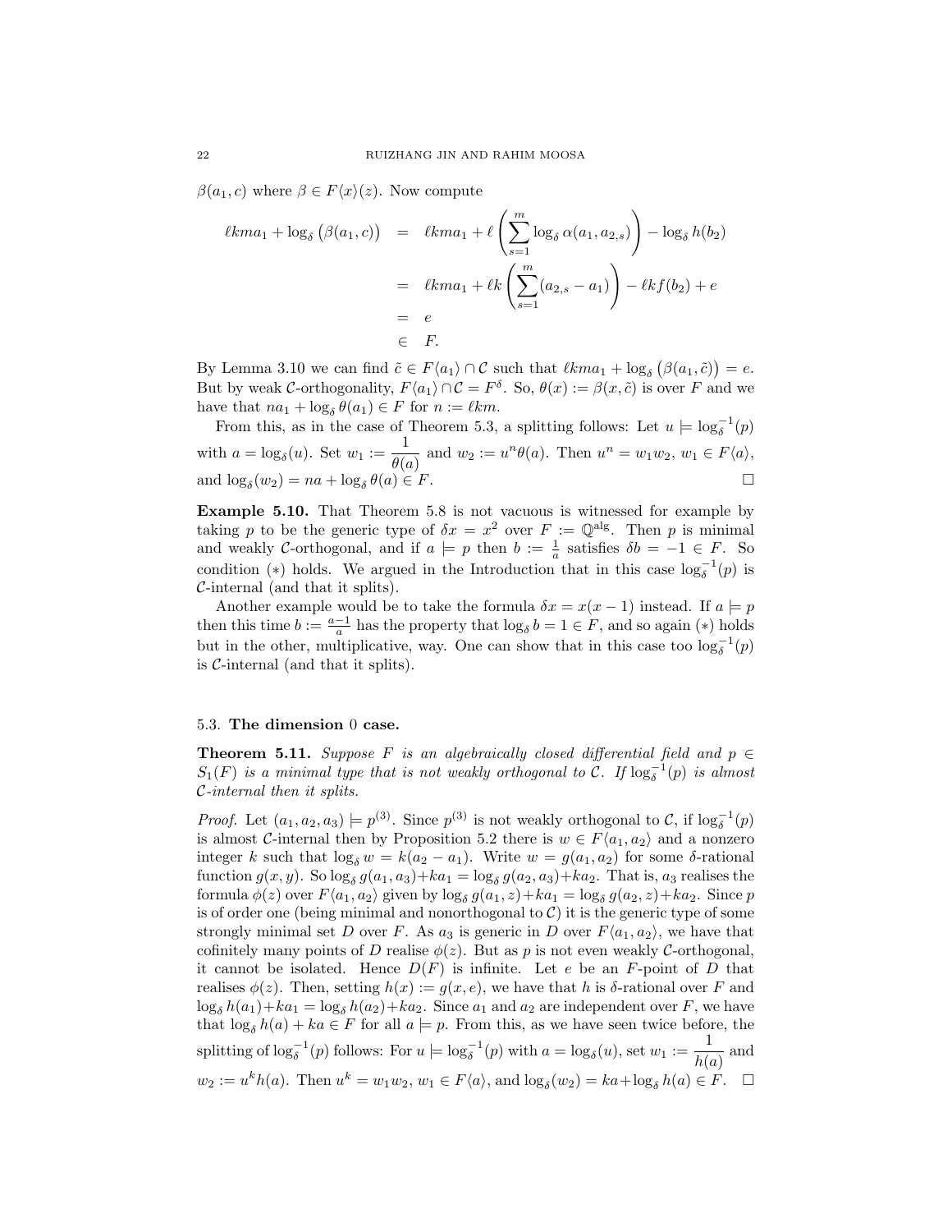$\beta(a_1, c)$ where $\beta \in F\langle x \rangle(z)$. Now compute

$$
\begin{aligned}
\ell k m a_1 + \log_\delta\big(\beta(a_1, c)\big) &= \ell k m a_1 + \ell\left(\sum_{s=1}^{m} \log_\delta \alpha(a_1, a_{2,s})\right) - \log_\delta h(b_2) \\
&= \ell k m a_1 + \ell k\left(\sum_{s=1}^{m}(a_{2,s} - a_1)\right) - \ell k f(b_2) + e \\
&= e \\
&\in F.
\end{aligned}
$$

By Lemma 3.10 we can find $\tilde{c} \in F\langle a_1 \rangle \cap \mathcal{C}$ such that $\ell k m a_1 + \log_\delta\big(\beta(a_1, \tilde{c})\big) = e$. But by weak $\mathcal{C}$-orthogonality, $F\langle a_1 \rangle \cap \mathcal{C} = F^\delta$. So, $\theta(x) := \beta(x, \tilde{c})$ is over $F$ and we have that $na_1 + \log_\delta \theta(a_1) \in F$ for $n := \ell k m$.

From this, as in the case of Theorem 5.3, a splitting follows: Let $u \models \log_\delta^{-1}(p)$ with $a = \log_\delta(u)$. Set $w_1 := \dfrac{1}{\theta(a)}$ and $w_2 := u^n\theta(a)$. Then $u^n = w_1 w_2$, $w_1 \in F\langle a \rangle$, and $\log_\delta(w_2) = na + \log_\delta \theta(a) \in F$. $\square$

**Example 5.10.** That Theorem 5.8 is not vacuous is witnessed for example by taking $p$ to be the generic type of $\delta x = x^2$ over $F := \mathbb{Q}^{\mathrm{alg}}$. Then $p$ is minimal and weakly $\mathcal{C}$-orthogonal, and if $a \models p$ then $b := \frac{1}{a}$ satisfies $\delta b = -1 \in F$. So condition $(*)$ holds. We argued in the Introduction that in this case $\log_\delta^{-1}(p)$ is $\mathcal{C}$-internal (and that it splits).

Another example would be to take the formula $\delta x = x(x-1)$ instead. If $a \models p$ then this time $b := \frac{a-1}{a}$ has the property that $\log_\delta b = 1 \in F$, and so again $(*)$ holds but in the other, multiplicative, way. One can show that in this case too $\log_\delta^{-1}(p)$ is $\mathcal{C}$-internal (and that it splits).

### 5.3. The dimension 0 case.

**Theorem 5.11.** *Suppose $F$ is an algebraically closed differential field and $p \in S_1(F)$ is a minimal type that is not weakly orthogonal to $\mathcal{C}$. If $\log_\delta^{-1}(p)$ is almost $\mathcal{C}$-internal then it splits.*

*Proof.* Let $(a_1, a_2, a_3) \models p^{(3)}$. Since $p^{(3)}$ is not weakly orthogonal to $\mathcal{C}$, if $\log_\delta^{-1}(p)$ is almost $\mathcal{C}$-internal then by Proposition 5.2 there is $w \in F\langle a_1, a_2 \rangle$ and a nonzero integer $k$ such that $\log_\delta w = k(a_2 - a_1)$. Write $w = g(a_1, a_2)$ for some $\delta$-rational function $g(x, y)$. So $\log_\delta g(a_1, a_3) + ka_1 = \log_\delta g(a_2, a_3) + ka_2$. That is, $a_3$ realises the formula $\phi(z)$ over $F\langle a_1, a_2 \rangle$ given by $\log_\delta g(a_1, z) + ka_1 = \log_\delta g(a_2, z) + ka_2$. Since $p$ is of order one (being minimal and nonorthogonal to $\mathcal{C}$) it is the generic type of some strongly minimal set $D$ over $F$. As $a_3$ is generic in $D$ over $F\langle a_1, a_2 \rangle$, we have that cofinitely many points of $D$ realise $\phi(z)$. But as $p$ is not even weakly $\mathcal{C}$-orthogonal, it cannot be isolated. Hence $D(F)$ is infinite. Let $e$ be an $F$-point of $D$ that realises $\phi(z)$. Then, setting $h(x) := g(x, e)$, we have that $h$ is $\delta$-rational over $F$ and $\log_\delta h(a_1) + ka_1 = \log_\delta h(a_2) + ka_2$. Since $a_1$ and $a_2$ are independent over $F$, we have that $\log_\delta h(a) + ka \in F$ for all $a \models p$. From this, as we have seen twice before, the splitting of $\log_\delta^{-1}(p)$ follows: For $u \models \log_\delta^{-1}(p)$ with $a = \log_\delta(u)$, set $w_1 := \dfrac{1}{h(a)}$ and $w_2 := u^k h(a)$. Then $u^k = w_1 w_2$, $w_1 \in F\langle a \rangle$, and $\log_\delta(w_2) = ka + \log_\delta h(a) \in F$. $\square$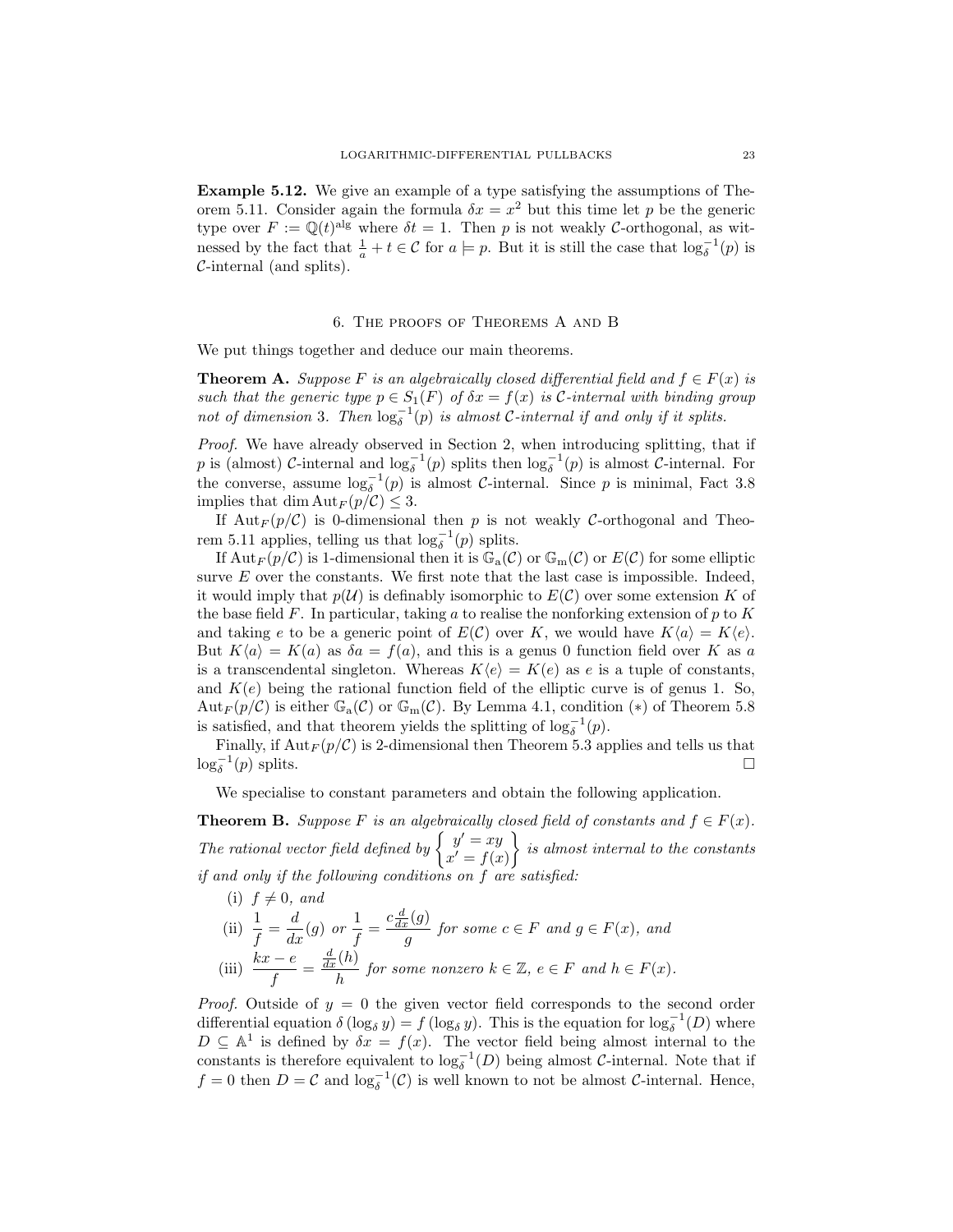**Example 5.12.** We give an example of a type satisfying the assumptions of Theorem 5.11. Consider again the formula $\delta x = x^2$ but this time let $p$ be the generic type over $F := \mathbb{Q}(t)^{\mathrm{alg}}$ where $\delta t = 1$. Then $p$ is not weakly $\mathcal{C}$-orthogonal, as witnessed by the fact that $\frac{1}{a} + t \in \mathcal{C}$ for $a \models p$. But it is still the case that $\log_\delta^{-1}(p)$ is $\mathcal{C}$-internal (and splits).

## 6. The proofs of Theorems A and B

We put things together and deduce our main theorems.

**Theorem A.** *Suppose $F$ is an algebraically closed differential field and $f \in F(x)$ is such that the generic type $p \in S_1(F)$ of $\delta x = f(x)$ is $\mathcal{C}$-internal with binding group not of dimension 3. Then $\log_\delta^{-1}(p)$ is almost $\mathcal{C}$-internal if and only if it splits.*

*Proof.* We have already observed in Section 2, when introducing splitting, that if $p$ is (almost) $\mathcal{C}$-internal and $\log_\delta^{-1}(p)$ splits then $\log_\delta^{-1}(p)$ is almost $\mathcal{C}$-internal. For the converse, assume $\log_\delta^{-1}(p)$ is almost $\mathcal{C}$-internal. Since $p$ is minimal, Fact 3.8 implies that $\dim \mathrm{Aut}_F(p/\mathcal{C}) \leq 3$.

If $\mathrm{Aut}_F(p/\mathcal{C})$ is 0-dimensional then $p$ is not weakly $\mathcal{C}$-orthogonal and Theorem 5.11 applies, telling us that $\log_\delta^{-1}(p)$ splits.

If $\mathrm{Aut}_F(p/\mathcal{C})$ is 1-dimensional then it is $\mathbb{G}_\mathrm{a}(\mathcal{C})$ or $\mathbb{G}_\mathrm{m}(\mathcal{C})$ or $E(\mathcal{C})$ for some elliptic surve $E$ over the constants. We first note that the last case is impossible. Indeed, it would imply that $p(\mathcal{U})$ is definably isomorphic to $E(\mathcal{C})$ over some extension $K$ of the base field $F$. In particular, taking $a$ to realise the nonforking extension of $p$ to $K$ and taking $e$ to be a generic point of $E(\mathcal{C})$ over $K$, we would have $K\langle a\rangle = K\langle e\rangle$. But $K\langle a\rangle = K(a)$ as $\delta a = f(a)$, and this is a genus 0 function field over $K$ as $a$ is a transcendental singleton. Whereas $K\langle e\rangle = K(e)$ as $e$ is a tuple of constants, and $K(e)$ being the rational function field of the elliptic curve is of genus 1. So, $\mathrm{Aut}_F(p/\mathcal{C})$ is either $\mathbb{G}_\mathrm{a}(\mathcal{C})$ or $\mathbb{G}_\mathrm{m}(\mathcal{C})$. By Lemma 4.1, condition $(*)$ of Theorem 5.8 is satisfied, and that theorem yields the splitting of $\log_\delta^{-1}(p)$.

Finally, if $\mathrm{Aut}_F(p/\mathcal{C})$ is 2-dimensional then Theorem 5.3 applies and tells us that $\log_\delta^{-1}(p)$ splits. $\square$

We specialise to constant parameters and obtain the following application.

**Theorem B.** *Suppose $F$ is an algebraically closed field of constants and $f \in F(x)$. The rational vector field defined by $\left\{\begin{matrix} y' = xy \\ x' = f(x) \end{matrix}\right\}$ is almost internal to the constants if and only if the following conditions on $f$ are satisfied:*

(i) *$f \neq 0$, and*

(ii) *$\dfrac{1}{f} = \dfrac{d}{dx}(g)$ or $\dfrac{1}{f} = \dfrac{c\frac{d}{dx}(g)}{g}$ for some $c \in F$ and $g \in F(x)$, and*

(iii) *$\dfrac{kx - e}{f} = \dfrac{\frac{d}{dx}(h)}{h}$ for some nonzero $k \in \mathbb{Z}$, $e \in F$ and $h \in F(x)$.*

*Proof.* Outside of $y = 0$ the given vector field corresponds to the second order differential equation $\delta(\log_\delta y) = f(\log_\delta y)$. This is the equation for $\log_\delta^{-1}(D)$ where $D \subseteq \mathbb{A}^1$ is defined by $\delta x = f(x)$. The vector field being almost internal to the constants is therefore equivalent to $\log_\delta^{-1}(D)$ being almost $\mathcal{C}$-internal. Note that if $f = 0$ then $D = \mathcal{C}$ and $\log_\delta^{-1}(\mathcal{C})$ is well known to not be almost $\mathcal{C}$-internal. Hence,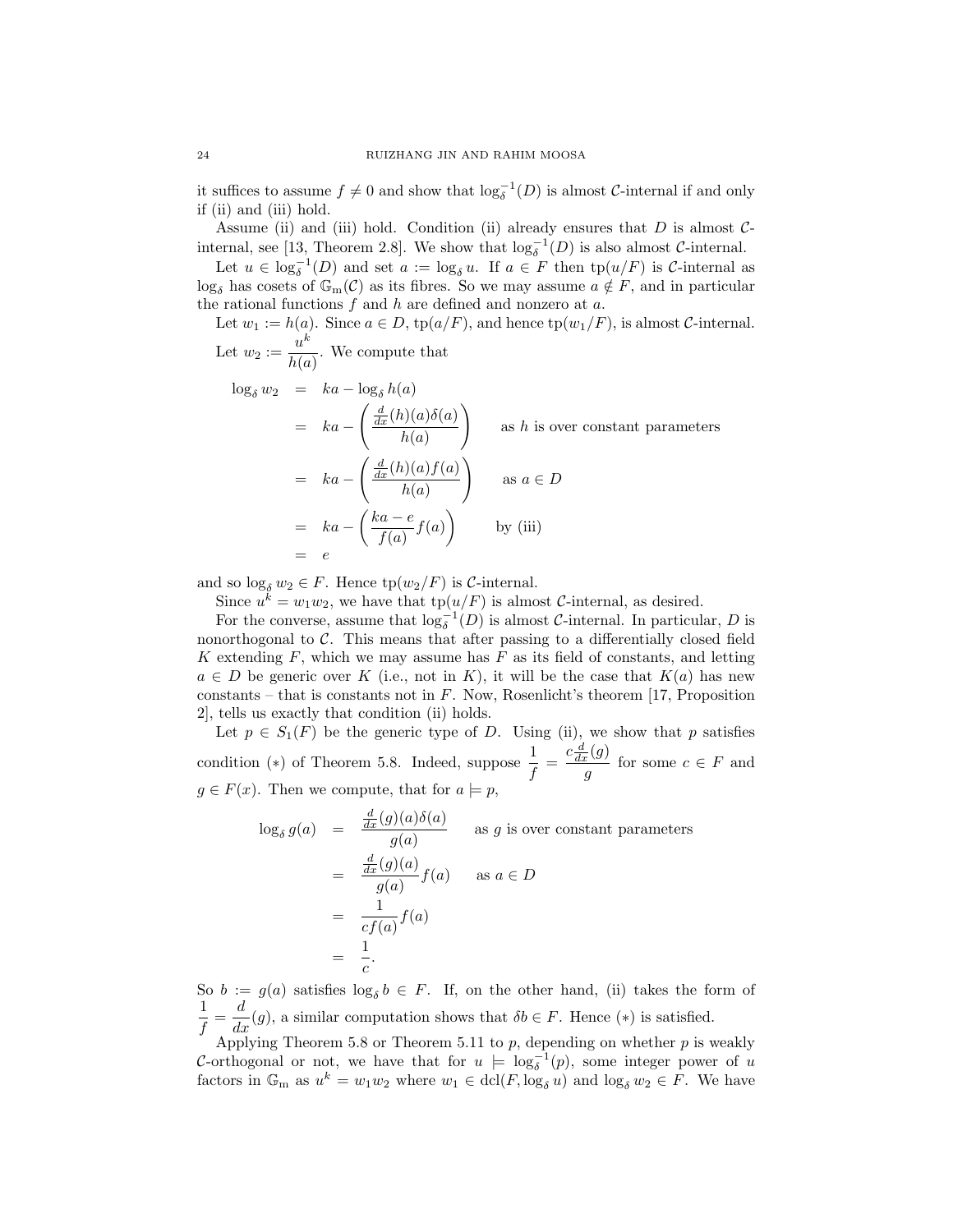it suffices to assume $f \neq 0$ and show that $\log_\delta^{-1}(D)$ is almost $\mathcal{C}$-internal if and only if (ii) and (iii) hold.

Assume (ii) and (iii) hold. Condition (ii) already ensures that $D$ is almost $\mathcal{C}$-internal, see [13, Theorem 2.8]. We show that $\log_\delta^{-1}(D)$ is also almost $\mathcal{C}$-internal.

Let $u \in \log_\delta^{-1}(D)$ and set $a := \log_\delta u$. If $a \in F$ then $\operatorname{tp}(u/F)$ is $\mathcal{C}$-internal as $\log_\delta$ has cosets of $\mathbb{G}_{\mathrm{m}}(\mathcal{C})$ as its fibres. So we may assume $a \notin F$, and in particular the rational functions $f$ and $h$ are defined and nonzero at $a$.

Let $w_1 := h(a)$. Since $a \in D$, $\operatorname{tp}(a/F)$, and hence $\operatorname{tp}(w_1/F)$, is almost $\mathcal{C}$-internal. Let $w_2 := \dfrac{u^k}{h(a)}$. We compute that

$$
\begin{aligned}
\log_\delta w_2 &= ka - \log_\delta h(a) \\
&= ka - \left(\frac{\frac{d}{dx}(h)(a)\delta(a)}{h(a)}\right) \qquad \text{as } h \text{ is over constant parameters} \\
&= ka - \left(\frac{\frac{d}{dx}(h)(a)f(a)}{h(a)}\right) \qquad \text{as } a \in D \\
&= ka - \left(\frac{ka-e}{f(a)}f(a)\right) \qquad \text{by (iii)} \\
&= e
\end{aligned}
$$

and so $\log_\delta w_2 \in F$. Hence $\operatorname{tp}(w_2/F)$ is $\mathcal{C}$-internal.

Since $u^k = w_1 w_2$, we have that $\operatorname{tp}(u/F)$ is almost $\mathcal{C}$-internal, as desired.

For the converse, assume that $\log_\delta^{-1}(D)$ is almost $\mathcal{C}$-internal. In particular, $D$ is nonorthogonal to $\mathcal{C}$. This means that after passing to a differentially closed field $K$ extending $F$, which we may assume has $F$ as its field of constants, and letting $a \in D$ be generic over $K$ (i.e., not in $K$), it will be the case that $K(a)$ has new constants – that is constants not in $F$. Now, Rosenlicht's theorem [17, Proposition 2], tells us exactly that condition (ii) holds.

Let $p \in S_1(F)$ be the generic type of $D$. Using (ii), we show that $p$ satisfies condition $(*)$ of Theorem 5.8. Indeed, suppose $\dfrac{1}{f} = \dfrac{c\frac{d}{dx}(g)}{g}$ for some $c \in F$ and $g \in F(x)$. Then we compute, that for $a \models p$,

$$
\begin{aligned}
\log_\delta g(a) &= \frac{\frac{d}{dx}(g)(a)\delta(a)}{g(a)} \qquad \text{as } g \text{ is over constant parameters} \\
&= \frac{\frac{d}{dx}(g)(a)}{g(a)}f(a) \qquad \text{as } a \in D \\
&= \frac{1}{cf(a)}f(a) \\
&= \frac{1}{c}.
\end{aligned}
$$

So $b := g(a)$ satisfies $\log_\delta b \in F$. If, on the other hand, (ii) takes the form of $\dfrac{1}{f} = \dfrac{d}{dx}(g)$, a similar computation shows that $\delta b \in F$. Hence $(*)$ is satisfied.

Applying Theorem 5.8 or Theorem 5.11 to $p$, depending on whether $p$ is weakly $\mathcal{C}$-orthogonal or not, we have that for $u \models \log_\delta^{-1}(p)$, some integer power of $u$ factors in $\mathbb{G}_{\mathrm{m}}$ as $u^k = w_1 w_2$ where $w_1 \in \operatorname{dcl}(F, \log_\delta u)$ and $\log_\delta w_2 \in F$. We have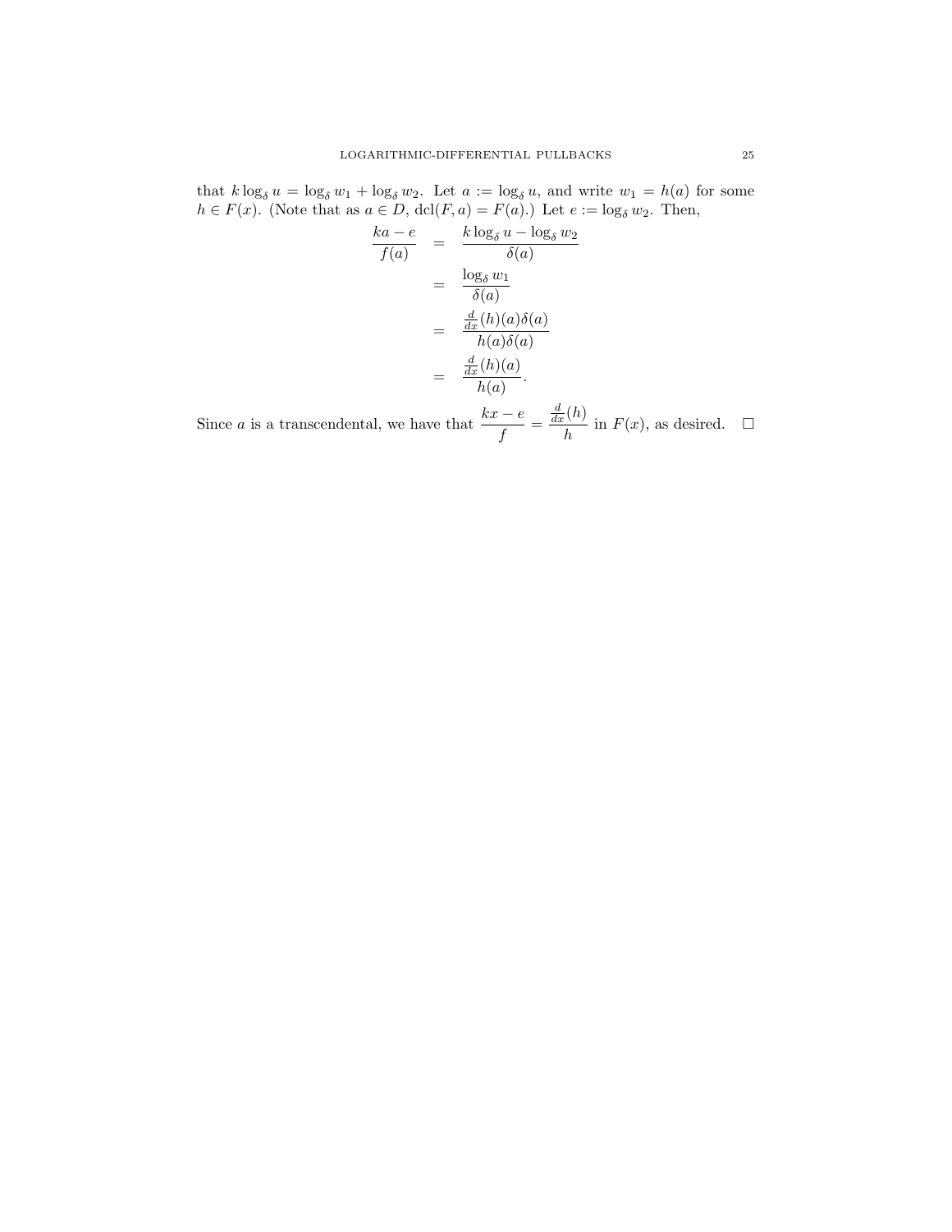that $k \log_\delta u = \log_\delta w_1 + \log_\delta w_2$. Let $a := \log_\delta u$, and write $w_1 = h(a)$ for some $h \in F(x)$. (Note that as $a \in D$, $\mathrm{dcl}(F, a) = F(a)$.) Let $e := \log_\delta w_2$. Then,

$$
\begin{aligned}
\frac{ka - e}{f(a)} &= \frac{k \log_\delta u - \log_\delta w_2}{\delta(a)} \\
&= \frac{\log_\delta w_1}{\delta(a)} \\
&= \frac{\frac{d}{dx}(h)(a)\delta(a)}{h(a)\delta(a)} \\
&= \frac{\frac{d}{dx}(h)(a)}{h(a)}.
\end{aligned}
$$

Since $a$ is a transcendental, we have that $\dfrac{kx - e}{f} = \dfrac{\frac{d}{dx}(h)}{h}$ in $F(x)$, as desired. $\square$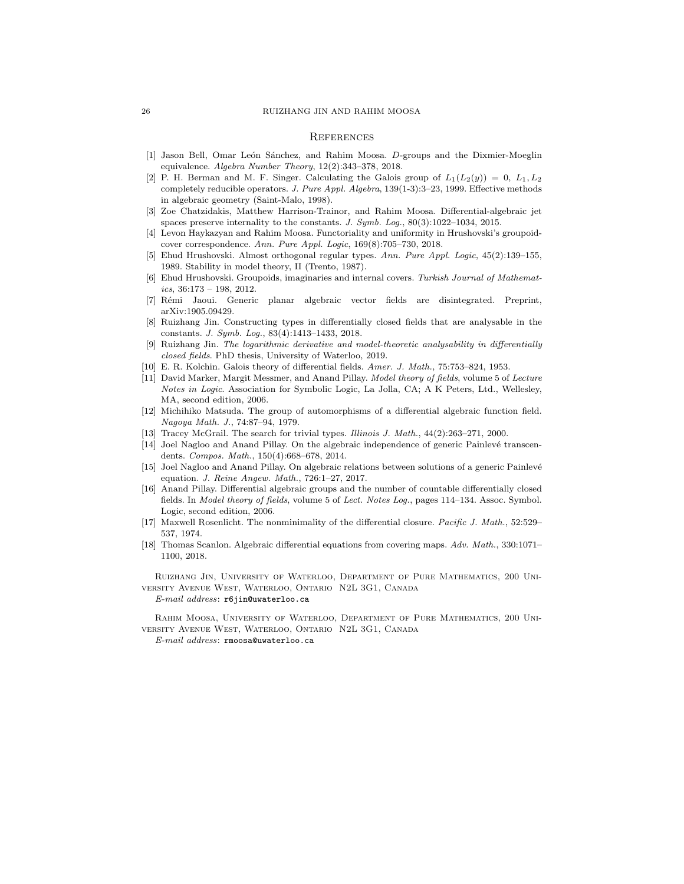## References

[1] Jason Bell, Omar León Sánchez, and Rahim Moosa. *D*-groups and the Dixmier-Moeglin equivalence. *Algebra Number Theory*, 12(2):343–378, 2018.

[2] P. H. Berman and M. F. Singer. Calculating the Galois group of $L_1(L_2(y)) = 0$, $L_1, L_2$ completely reducible operators. *J. Pure Appl. Algebra*, 139(1-3):3–23, 1999. Effective methods in algebraic geometry (Saint-Malo, 1998).

[3] Zoe Chatzidakis, Matthew Harrison-Trainor, and Rahim Moosa. Differential-algebraic jet spaces preserve internality to the constants. *J. Symb. Log.*, 80(3):1022–1034, 2015.

[4] Levon Haykazyan and Rahim Moosa. Functoriality and uniformity in Hrushovski's groupoid-cover correspondence. *Ann. Pure Appl. Logic*, 169(8):705–730, 2018.

[5] Ehud Hrushovski. Almost orthogonal regular types. *Ann. Pure Appl. Logic*, 45(2):139–155, 1989. Stability in model theory, II (Trento, 1987).

[6] Ehud Hrushovski. Groupoids, imaginaries and internal covers. *Turkish Journal of Mathematics*, 36:173 – 198, 2012.

[7] Rémi Jaoui. Generic planar algebraic vector fields are disintegrated. Preprint, arXiv:1905.09429.

[8] Ruizhang Jin. Constructing types in differentially closed fields that are analysable in the constants. *J. Symb. Log.*, 83(4):1413–1433, 2018.

[9] Ruizhang Jin. *The logarithmic derivative and model-theoretic analysability in differentially closed fields*. PhD thesis, University of Waterloo, 2019.

[10] E. R. Kolchin. Galois theory of differential fields. *Amer. J. Math.*, 75:753–824, 1953.

[11] David Marker, Margit Messmer, and Anand Pillay. *Model theory of fields*, volume 5 of *Lecture Notes in Logic*. Association for Symbolic Logic, La Jolla, CA; A K Peters, Ltd., Wellesley, MA, second edition, 2006.

[12] Michihiko Matsuda. The group of automorphisms of a differential algebraic function field. *Nagoya Math. J.*, 74:87–94, 1979.

[13] Tracey McGrail. The search for trivial types. *Illinois J. Math.*, 44(2):263–271, 2000.

[14] Joel Nagloo and Anand Pillay. On the algebraic independence of generic Painlevé transcendents. *Compos. Math.*, 150(4):668–678, 2014.

[15] Joel Nagloo and Anand Pillay. On algebraic relations between solutions of a generic Painlevé equation. *J. Reine Angew. Math.*, 726:1–27, 2017.

[16] Anand Pillay. Differential algebraic groups and the number of countable differentially closed fields. In *Model theory of fields*, volume 5 of *Lect. Notes Log.*, pages 114–134. Assoc. Symbol. Logic, second edition, 2006.

[17] Maxwell Rosenlicht. The nonminimality of the differential closure. *Pacific J. Math.*, 52:529–537, 1974.

[18] Thomas Scanlon. Algebraic differential equations from covering maps. *Adv. Math.*, 330:1071–1100, 2018.

Ruizhang Jin, University of Waterloo, Department of Pure Mathematics, 200 University Avenue West, Waterloo, Ontario N2L 3G1, Canada
*E-mail address*: r6jin@uwaterloo.ca

Rahim Moosa, University of Waterloo, Department of Pure Mathematics, 200 University Avenue West, Waterloo, Ontario N2L 3G1, Canada
*E-mail address*: rmoosa@uwaterloo.ca